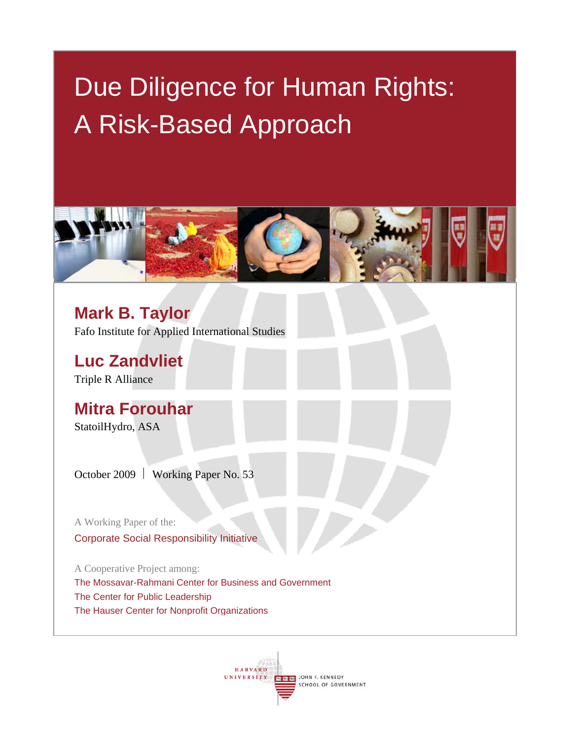# Due Diligence for Human Rights: A Risk-Based Approach

**Mark B. Taylor**
Fafo Institute for Applied International Studies

**Luc Zandvliet**
Triple R Alliance

**Mitra Forouhar**
StatoilHydro, ASA

October 2009 | Working Paper No. 53

A Working Paper of the:
Corporate Social Responsibility Initiative

A Cooperative Project among:
The Mossavar-Rahmani Center for Business and Government
The Center for Public Leadership
The Hauser Center for Nonprofit Organizations

HARVARD UNIVERSITY
JOHN F. KENNEDY SCHOOL OF GOVERNMENT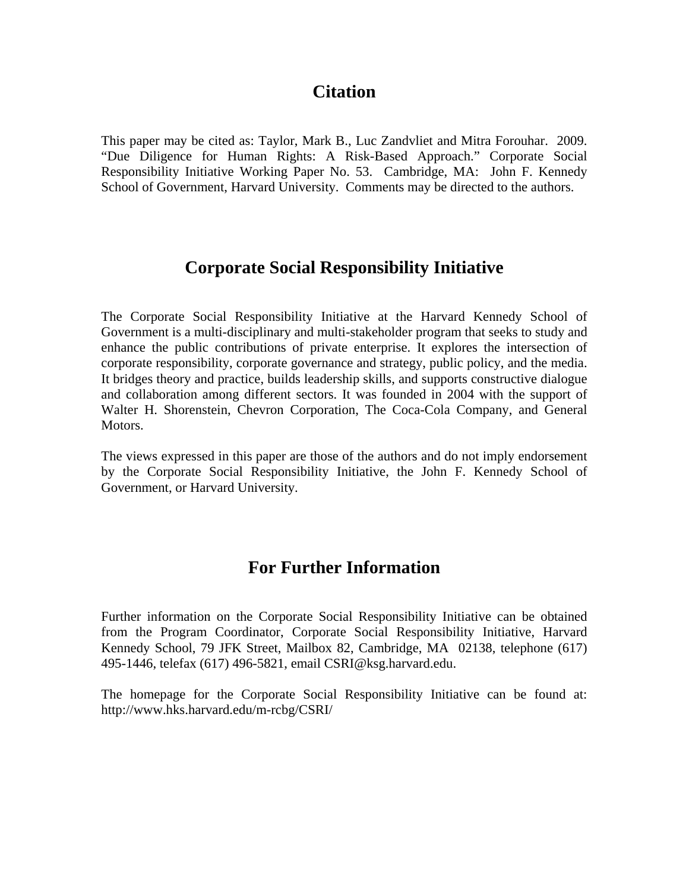# Citation

This paper may be cited as: Taylor, Mark B., Luc Zandvliet and Mitra Forouhar. 2009. "Due Diligence for Human Rights: A Risk-Based Approach." Corporate Social Responsibility Initiative Working Paper No. 53. Cambridge, MA: John F. Kennedy School of Government, Harvard University. Comments may be directed to the authors.

# Corporate Social Responsibility Initiative

The Corporate Social Responsibility Initiative at the Harvard Kennedy School of Government is a multi-disciplinary and multi-stakeholder program that seeks to study and enhance the public contributions of private enterprise. It explores the intersection of corporate responsibility, corporate governance and strategy, public policy, and the media. It bridges theory and practice, builds leadership skills, and supports constructive dialogue and collaboration among different sectors. It was founded in 2004 with the support of Walter H. Shorenstein, Chevron Corporation, The Coca-Cola Company, and General Motors.

The views expressed in this paper are those of the authors and do not imply endorsement by the Corporate Social Responsibility Initiative, the John F. Kennedy School of Government, or Harvard University.

# For Further Information

Further information on the Corporate Social Responsibility Initiative can be obtained from the Program Coordinator, Corporate Social Responsibility Initiative, Harvard Kennedy School, 79 JFK Street, Mailbox 82, Cambridge, MA 02138, telephone (617) 495-1446, telefax (617) 496-5821, email CSRI@ksg.harvard.edu.

The homepage for the Corporate Social Responsibility Initiative can be found at: http://www.hks.harvard.edu/m-rcbg/CSRI/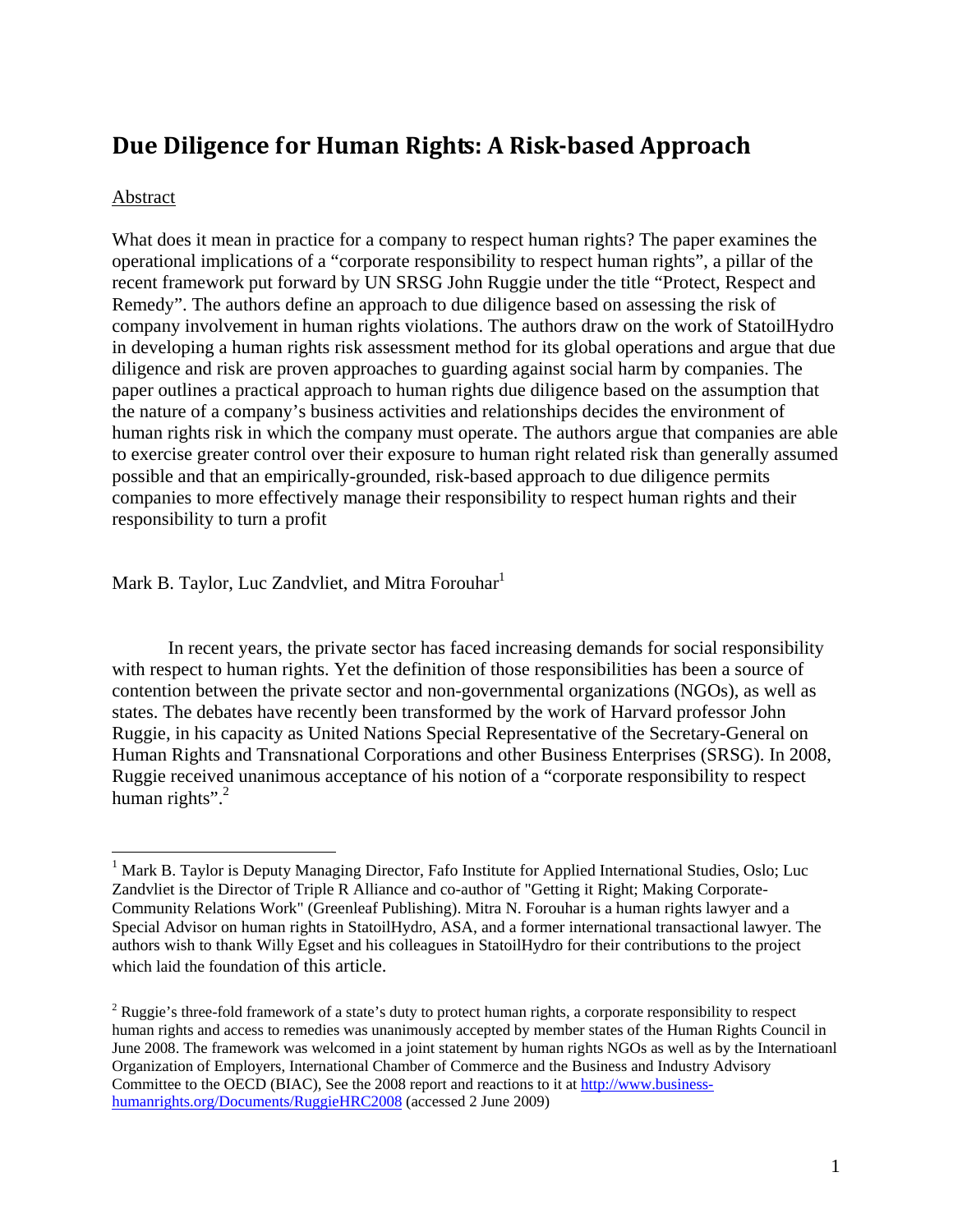# Due Diligence for Human Rights: A Risk-based Approach

Abstract

What does it mean in practice for a company to respect human rights? The paper examines the operational implications of a "corporate responsibility to respect human rights", a pillar of the recent framework put forward by UN SRSG John Ruggie under the title "Protect, Respect and Remedy". The authors define an approach to due diligence based on assessing the risk of company involvement in human rights violations. The authors draw on the work of StatoilHydro in developing a human rights risk assessment method for its global operations and argue that due diligence and risk are proven approaches to guarding against social harm by companies. The paper outlines a practical approach to human rights due diligence based on the assumption that the nature of a company's business activities and relationships decides the environment of human rights risk in which the company must operate. The authors argue that companies are able to exercise greater control over their exposure to human right related risk than generally assumed possible and that an empirically-grounded, risk-based approach to due diligence permits companies to more effectively manage their responsibility to respect human rights and their responsibility to turn a profit

Mark B. Taylor, Luc Zandvliet, and Mitra Forouhar[1]

In recent years, the private sector has faced increasing demands for social responsibility with respect to human rights. Yet the definition of those responsibilities has been a source of contention between the private sector and non-governmental organizations (NGOs), as well as states. The debates have recently been transformed by the work of Harvard professor John Ruggie, in his capacity as United Nations Special Representative of the Secretary-General on Human Rights and Transnational Corporations and other Business Enterprises (SRSG). In 2008, Ruggie received unanimous acceptance of his notion of a "corporate responsibility to respect human rights".[2]

---

[1] Mark B. Taylor is Deputy Managing Director, Fafo Institute for Applied International Studies, Oslo; Luc Zandvliet is the Director of Triple R Alliance and co-author of "Getting it Right; Making Corporate-Community Relations Work" (Greenleaf Publishing). Mitra N. Forouhar is a human rights lawyer and a Special Advisor on human rights in StatoilHydro, ASA, and a former international transactional lawyer. The authors wish to thank Willy Egset and his colleagues in StatoilHydro for their contributions to the project which laid the foundation of this article.

[2] Ruggie's three-fold framework of a state's duty to protect human rights, a corporate responsibility to respect human rights and access to remedies was unanimously accepted by member states of the Human Rights Council in June 2008. The framework was welcomed in a joint statement by human rights NGOs as well as by the Internatioanl Organization of Employers, International Chamber of Commerce and the Business and Industry Advisory Committee to the OECD (BIAC), See the 2008 report and reactions to it at http://www.business-humanrights.org/Documents/RuggieHRC2008 (accessed 2 June 2009)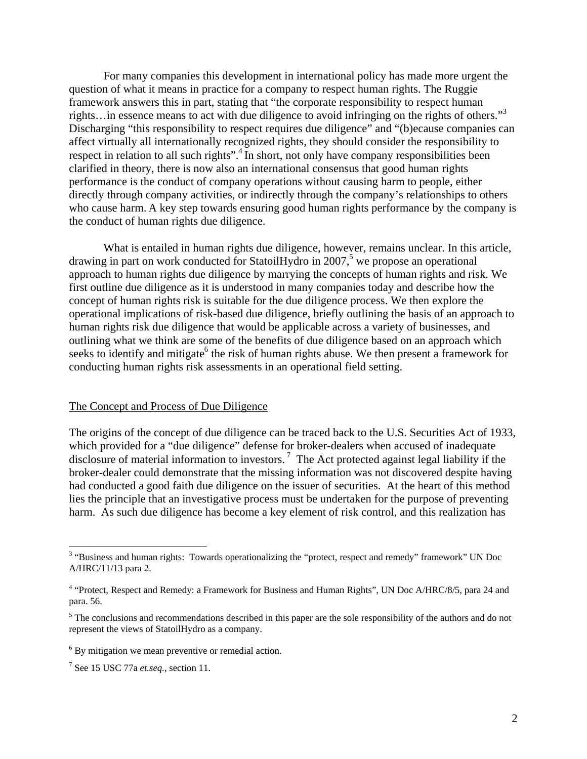For many companies this development in international policy has made more urgent the question of what it means in practice for a company to respect human rights. The Ruggie framework answers this in part, stating that "the corporate responsibility to respect human rights…in essence means to act with due diligence to avoid infringing on the rights of others."[3] Discharging "this responsibility to respect requires due diligence" and "(b)ecause companies can affect virtually all internationally recognized rights, they should consider the responsibility to respect in relation to all such rights".[4] In short, not only have company responsibilities been clarified in theory, there is now also an international consensus that good human rights performance is the conduct of company operations without causing harm to people, either directly through company activities, or indirectly through the company's relationships to others who cause harm. A key step towards ensuring good human rights performance by the company is the conduct of human rights due diligence.

What is entailed in human rights due diligence, however, remains unclear. In this article, drawing in part on work conducted for StatoilHydro in 2007,[5] we propose an operational approach to human rights due diligence by marrying the concepts of human rights and risk. We first outline due diligence as it is understood in many companies today and describe how the concept of human rights risk is suitable for the due diligence process. We then explore the operational implications of risk-based due diligence, briefly outlining the basis of an approach to human rights risk due diligence that would be applicable across a variety of businesses, and outlining what we think are some of the benefits of due diligence based on an approach which seeks to identify and mitigate[6] the risk of human rights abuse. We then present a framework for conducting human rights risk assessments in an operational field setting.

## The Concept and Process of Due Diligence

The origins of the concept of due diligence can be traced back to the U.S. Securities Act of 1933, which provided for a "due diligence" defense for broker-dealers when accused of inadequate disclosure of material information to investors.[7] The Act protected against legal liability if the broker-dealer could demonstrate that the missing information was not discovered despite having had conducted a good faith due diligence on the issuer of securities. At the heart of this method lies the principle that an investigative process must be undertaken for the purpose of preventing harm. As such due diligence has become a key element of risk control, and this realization has

---

[3] "Business and human rights: Towards operationalizing the "protect, respect and remedy" framework" UN Doc A/HRC/11/13 para 2.

[4] "Protect, Respect and Remedy: a Framework for Business and Human Rights", UN Doc A/HRC/8/5, para 24 and para. 56.

[5] The conclusions and recommendations described in this paper are the sole responsibility of the authors and do not represent the views of StatoilHydro as a company.

[6] By mitigation we mean preventive or remedial action.

[7] See 15 USC 77a *et.seq.*, section 11.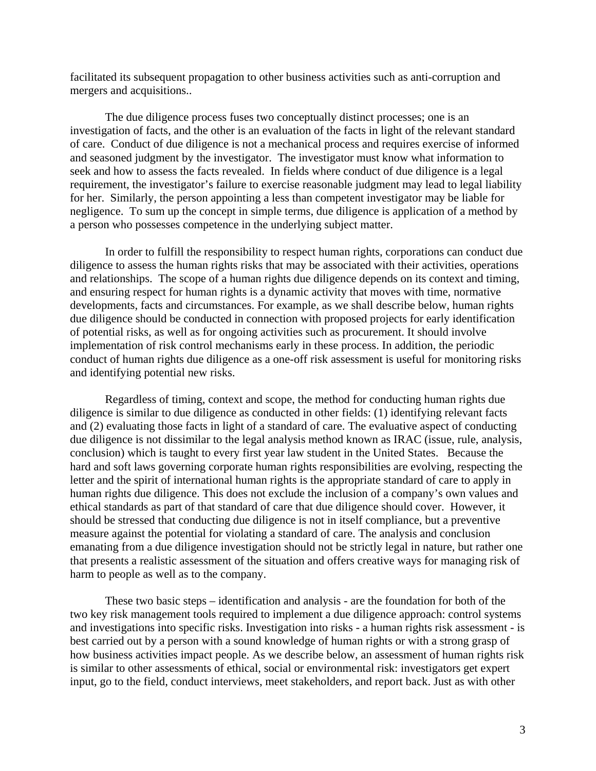facilitated its subsequent propagation to other business activities such as anti-corruption and mergers and acquisitions..

The due diligence process fuses two conceptually distinct processes; one is an investigation of facts, and the other is an evaluation of the facts in light of the relevant standard of care. Conduct of due diligence is not a mechanical process and requires exercise of informed and seasoned judgment by the investigator. The investigator must know what information to seek and how to assess the facts revealed. In fields where conduct of due diligence is a legal requirement, the investigator's failure to exercise reasonable judgment may lead to legal liability for her. Similarly, the person appointing a less than competent investigator may be liable for negligence. To sum up the concept in simple terms, due diligence is application of a method by a person who possesses competence in the underlying subject matter.

In order to fulfill the responsibility to respect human rights, corporations can conduct due diligence to assess the human rights risks that may be associated with their activities, operations and relationships. The scope of a human rights due diligence depends on its context and timing, and ensuring respect for human rights is a dynamic activity that moves with time, normative developments, facts and circumstances. For example, as we shall describe below, human rights due diligence should be conducted in connection with proposed projects for early identification of potential risks, as well as for ongoing activities such as procurement. It should involve implementation of risk control mechanisms early in these process. In addition, the periodic conduct of human rights due diligence as a one-off risk assessment is useful for monitoring risks and identifying potential new risks.

Regardless of timing, context and scope, the method for conducting human rights due diligence is similar to due diligence as conducted in other fields: (1) identifying relevant facts and (2) evaluating those facts in light of a standard of care. The evaluative aspect of conducting due diligence is not dissimilar to the legal analysis method known as IRAC (issue, rule, analysis, conclusion) which is taught to every first year law student in the United States. Because the hard and soft laws governing corporate human rights responsibilities are evolving, respecting the letter and the spirit of international human rights is the appropriate standard of care to apply in human rights due diligence. This does not exclude the inclusion of a company's own values and ethical standards as part of that standard of care that due diligence should cover. However, it should be stressed that conducting due diligence is not in itself compliance, but a preventive measure against the potential for violating a standard of care. The analysis and conclusion emanating from a due diligence investigation should not be strictly legal in nature, but rather one that presents a realistic assessment of the situation and offers creative ways for managing risk of harm to people as well as to the company.

These two basic steps – identification and analysis - are the foundation for both of the two key risk management tools required to implement a due diligence approach: control systems and investigations into specific risks. Investigation into risks - a human rights risk assessment - is best carried out by a person with a sound knowledge of human rights or with a strong grasp of how business activities impact people. As we describe below, an assessment of human rights risk is similar to other assessments of ethical, social or environmental risk: investigators get expert input, go to the field, conduct interviews, meet stakeholders, and report back. Just as with other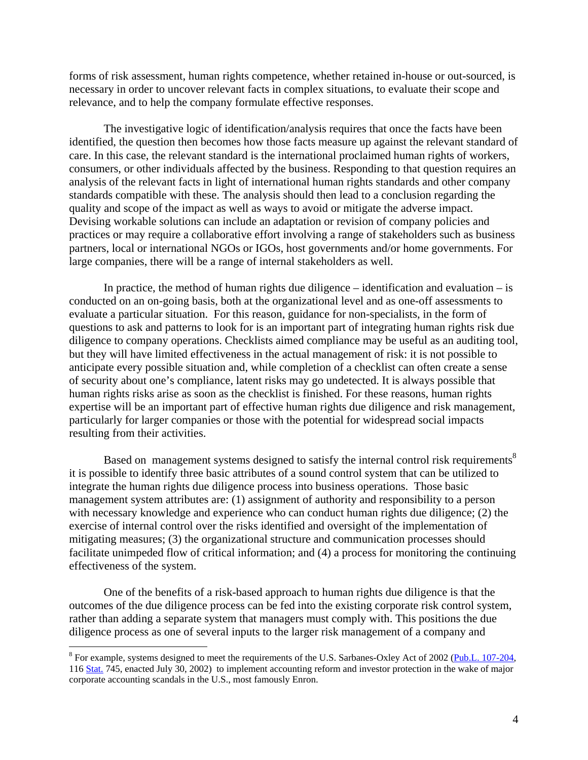forms of risk assessment, human rights competence, whether retained in-house or out-sourced, is necessary in order to uncover relevant facts in complex situations, to evaluate their scope and relevance, and to help the company formulate effective responses.

The investigative logic of identification/analysis requires that once the facts have been identified, the question then becomes how those facts measure up against the relevant standard of care. In this case, the relevant standard is the international proclaimed human rights of workers, consumers, or other individuals affected by the business. Responding to that question requires an analysis of the relevant facts in light of international human rights standards and other company standards compatible with these. The analysis should then lead to a conclusion regarding the quality and scope of the impact as well as ways to avoid or mitigate the adverse impact. Devising workable solutions can include an adaptation or revision of company policies and practices or may require a collaborative effort involving a range of stakeholders such as business partners, local or international NGOs or IGOs, host governments and/or home governments. For large companies, there will be a range of internal stakeholders as well.

In practice, the method of human rights due diligence – identification and evaluation – is conducted on an on-going basis, both at the organizational level and as one-off assessments to evaluate a particular situation. For this reason, guidance for non-specialists, in the form of questions to ask and patterns to look for is an important part of integrating human rights risk due diligence to company operations. Checklists aimed compliance may be useful as an auditing tool, but they will have limited effectiveness in the actual management of risk: it is not possible to anticipate every possible situation and, while completion of a checklist can often create a sense of security about one's compliance, latent risks may go undetected. It is always possible that human rights risks arise as soon as the checklist is finished. For these reasons, human rights expertise will be an important part of effective human rights due diligence and risk management, particularly for larger companies or those with the potential for widespread social impacts resulting from their activities.

Based on management systems designed to satisfy the internal control risk requirements[8] it is possible to identify three basic attributes of a sound control system that can be utilized to integrate the human rights due diligence process into business operations. Those basic management system attributes are: (1) assignment of authority and responsibility to a person with necessary knowledge and experience who can conduct human rights due diligence; (2) the exercise of internal control over the risks identified and oversight of the implementation of mitigating measures; (3) the organizational structure and communication processes should facilitate unimpeded flow of critical information; and (4) a process for monitoring the continuing effectiveness of the system.

One of the benefits of a risk-based approach to human rights due diligence is that the outcomes of the due diligence process can be fed into the existing corporate risk control system, rather than adding a separate system that managers must comply with. This positions the due diligence process as one of several inputs to the larger risk management of a company and

---

[8] For example, systems designed to meet the requirements of the U.S. Sarbanes-Oxley Act of 2002 (Pub.L. 107-204, 116 Stat. 745, enacted July 30, 2002) to implement accounting reform and investor protection in the wake of major corporate accounting scandals in the U.S., most famously Enron.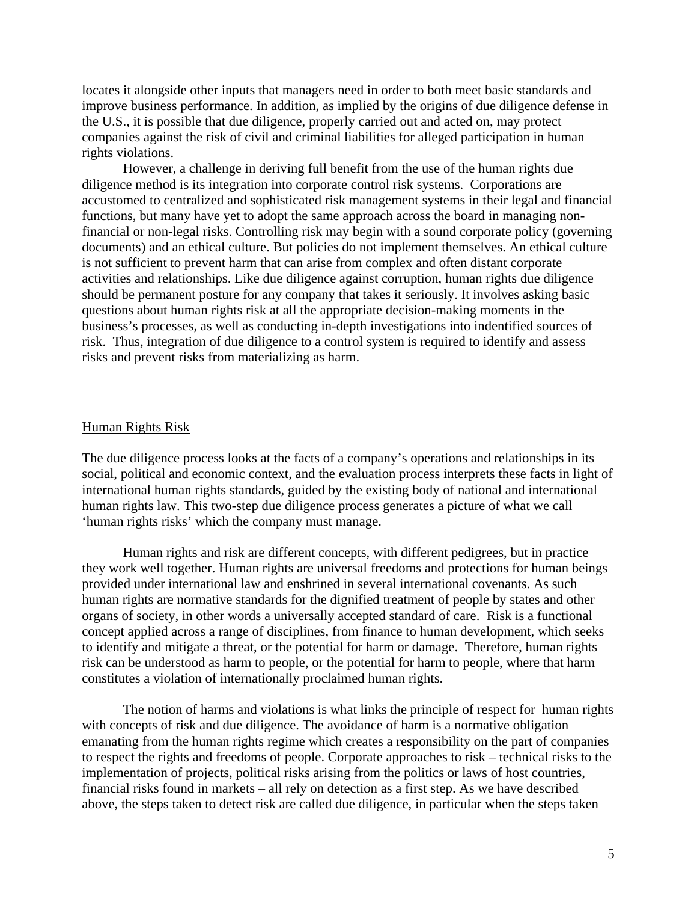locates it alongside other inputs that managers need in order to both meet basic standards and improve business performance. In addition, as implied by the origins of due diligence defense in the U.S., it is possible that due diligence, properly carried out and acted on, may protect companies against the risk of civil and criminal liabilities for alleged participation in human rights violations.

However, a challenge in deriving full benefit from the use of the human rights due diligence method is its integration into corporate control risk systems. Corporations are accustomed to centralized and sophisticated risk management systems in their legal and financial functions, but many have yet to adopt the same approach across the board in managing non-financial or non-legal risks. Controlling risk may begin with a sound corporate policy (governing documents) and an ethical culture. But policies do not implement themselves. An ethical culture is not sufficient to prevent harm that can arise from complex and often distant corporate activities and relationships. Like due diligence against corruption, human rights due diligence should be permanent posture for any company that takes it seriously. It involves asking basic questions about human rights risk at all the appropriate decision-making moments in the business's processes, as well as conducting in-depth investigations into indentified sources of risk. Thus, integration of due diligence to a control system is required to identify and assess risks and prevent risks from materializing as harm.

## Human Rights Risk

The due diligence process looks at the facts of a company's operations and relationships in its social, political and economic context, and the evaluation process interprets these facts in light of international human rights standards, guided by the existing body of national and international human rights law. This two-step due diligence process generates a picture of what we call 'human rights risks' which the company must manage.

Human rights and risk are different concepts, with different pedigrees, but in practice they work well together. Human rights are universal freedoms and protections for human beings provided under international law and enshrined in several international covenants. As such human rights are normative standards for the dignified treatment of people by states and other organs of society, in other words a universally accepted standard of care. Risk is a functional concept applied across a range of disciplines, from finance to human development, which seeks to identify and mitigate a threat, or the potential for harm or damage. Therefore, human rights risk can be understood as harm to people, or the potential for harm to people, where that harm constitutes a violation of internationally proclaimed human rights.

The notion of harms and violations is what links the principle of respect for human rights with concepts of risk and due diligence. The avoidance of harm is a normative obligation emanating from the human rights regime which creates a responsibility on the part of companies to respect the rights and freedoms of people. Corporate approaches to risk – technical risks to the implementation of projects, political risks arising from the politics or laws of host countries, financial risks found in markets – all rely on detection as a first step. As we have described above, the steps taken to detect risk are called due diligence, in particular when the steps taken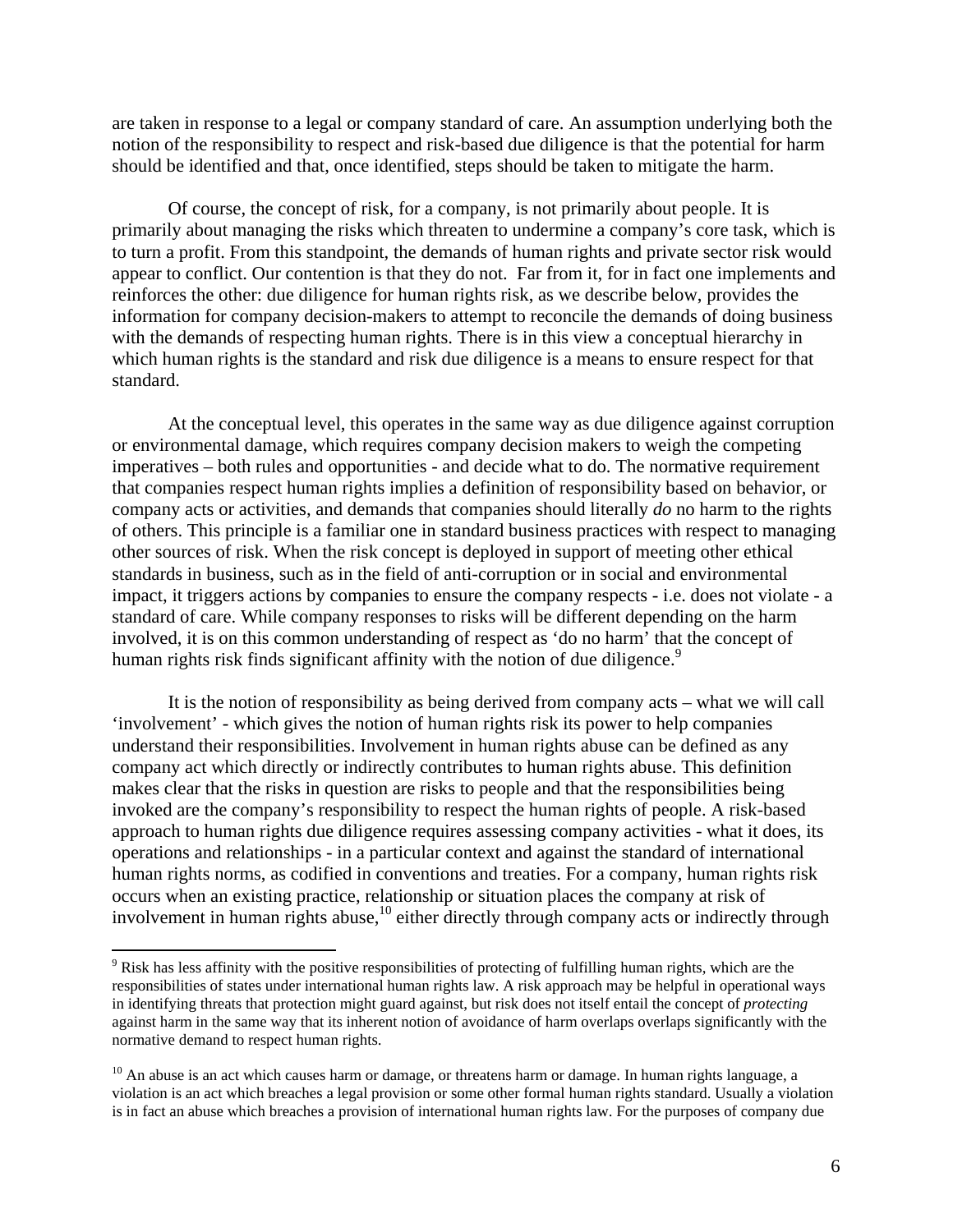are taken in response to a legal or company standard of care. An assumption underlying both the notion of the responsibility to respect and risk-based due diligence is that the potential for harm should be identified and that, once identified, steps should be taken to mitigate the harm.

Of course, the concept of risk, for a company, is not primarily about people. It is primarily about managing the risks which threaten to undermine a company's core task, which is to turn a profit. From this standpoint, the demands of human rights and private sector risk would appear to conflict. Our contention is that they do not. Far from it, for in fact one implements and reinforces the other: due diligence for human rights risk, as we describe below, provides the information for company decision-makers to attempt to reconcile the demands of doing business with the demands of respecting human rights. There is in this view a conceptual hierarchy in which human rights is the standard and risk due diligence is a means to ensure respect for that standard.

At the conceptual level, this operates in the same way as due diligence against corruption or environmental damage, which requires company decision makers to weigh the competing imperatives – both rules and opportunities - and decide what to do. The normative requirement that companies respect human rights implies a definition of responsibility based on behavior, or company acts or activities, and demands that companies should literally *do* no harm to the rights of others. This principle is a familiar one in standard business practices with respect to managing other sources of risk. When the risk concept is deployed in support of meeting other ethical standards in business, such as in the field of anti-corruption or in social and environmental impact, it triggers actions by companies to ensure the company respects - i.e. does not violate - a standard of care. While company responses to risks will be different depending on the harm involved, it is on this common understanding of respect as 'do no harm' that the concept of human rights risk finds significant affinity with the notion of due diligence.[9]

It is the notion of responsibility as being derived from company acts – what we will call 'involvement' - which gives the notion of human rights risk its power to help companies understand their responsibilities. Involvement in human rights abuse can be defined as any company act which directly or indirectly contributes to human rights abuse. This definition makes clear that the risks in question are risks to people and that the responsibilities being invoked are the company's responsibility to respect the human rights of people. A risk-based approach to human rights due diligence requires assessing company activities - what it does, its operations and relationships - in a particular context and against the standard of international human rights norms, as codified in conventions and treaties. For a company, human rights risk occurs when an existing practice, relationship or situation places the company at risk of involvement in human rights abuse,[10] either directly through company acts or indirectly through

---

[9] Risk has less affinity with the positive responsibilities of protecting of fulfilling human rights, which are the responsibilities of states under international human rights law. A risk approach may be helpful in operational ways in identifying threats that protection might guard against, but risk does not itself entail the concept of *protecting* against harm in the same way that its inherent notion of avoidance of harm overlaps overlaps significantly with the normative demand to respect human rights.

[10] An abuse is an act which causes harm or damage, or threatens harm or damage. In human rights language, a violation is an act which breaches a legal provision or some other formal human rights standard. Usually a violation is in fact an abuse which breaches a provision of international human rights law. For the purposes of company due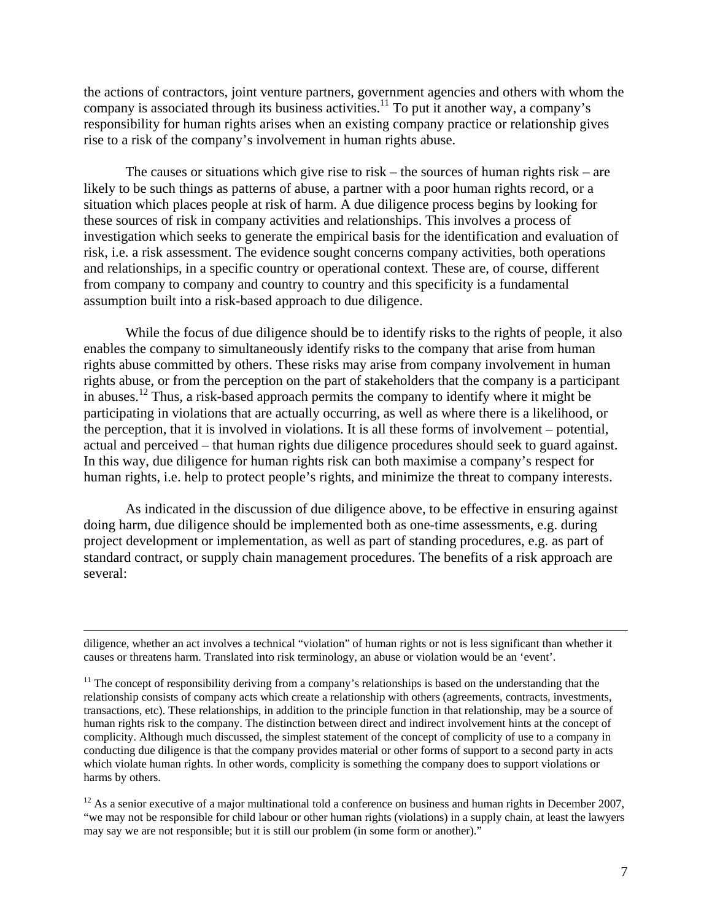the actions of contractors, joint venture partners, government agencies and others with whom the company is associated through its business activities.[11] To put it another way, a company's responsibility for human rights arises when an existing company practice or relationship gives rise to a risk of the company's involvement in human rights abuse.

The causes or situations which give rise to risk – the sources of human rights risk – are likely to be such things as patterns of abuse, a partner with a poor human rights record, or a situation which places people at risk of harm. A due diligence process begins by looking for these sources of risk in company activities and relationships. This involves a process of investigation which seeks to generate the empirical basis for the identification and evaluation of risk, i.e. a risk assessment. The evidence sought concerns company activities, both operations and relationships, in a specific country or operational context. These are, of course, different from company to company and country to country and this specificity is a fundamental assumption built into a risk-based approach to due diligence.

While the focus of due diligence should be to identify risks to the rights of people, it also enables the company to simultaneously identify risks to the company that arise from human rights abuse committed by others. These risks may arise from company involvement in human rights abuse, or from the perception on the part of stakeholders that the company is a participant in abuses.[12] Thus, a risk-based approach permits the company to identify where it might be participating in violations that are actually occurring, as well as where there is a likelihood, or the perception, that it is involved in violations. It is all these forms of involvement – potential, actual and perceived – that human rights due diligence procedures should seek to guard against. In this way, due diligence for human rights risk can both maximise a company's respect for human rights, i.e. help to protect people's rights, and minimize the threat to company interests.

As indicated in the discussion of due diligence above, to be effective in ensuring against doing harm, due diligence should be implemented both as one-time assessments, e.g. during project development or implementation, as well as part of standing procedures, e.g. as part of standard contract, or supply chain management procedures. The benefits of a risk approach are several:

---

diligence, whether an act involves a technical "violation" of human rights or not is less significant than whether it causes or threatens harm. Translated into risk terminology, an abuse or violation would be an 'event'.

[11] The concept of responsibility deriving from a company's relationships is based on the understanding that the relationship consists of company acts which create a relationship with others (agreements, contracts, investments, transactions, etc). These relationships, in addition to the principle function in that relationship, may be a source of human rights risk to the company. The distinction between direct and indirect involvement hints at the concept of complicity. Although much discussed, the simplest statement of the concept of complicity of use to a company in conducting due diligence is that the company provides material or other forms of support to a second party in acts which violate human rights. In other words, complicity is something the company does to support violations or harms by others.

[12] As a senior executive of a major multinational told a conference on business and human rights in December 2007, "we may not be responsible for child labour or other human rights (violations) in a supply chain, at least the lawyers may say we are not responsible; but it is still our problem (in some form or another)."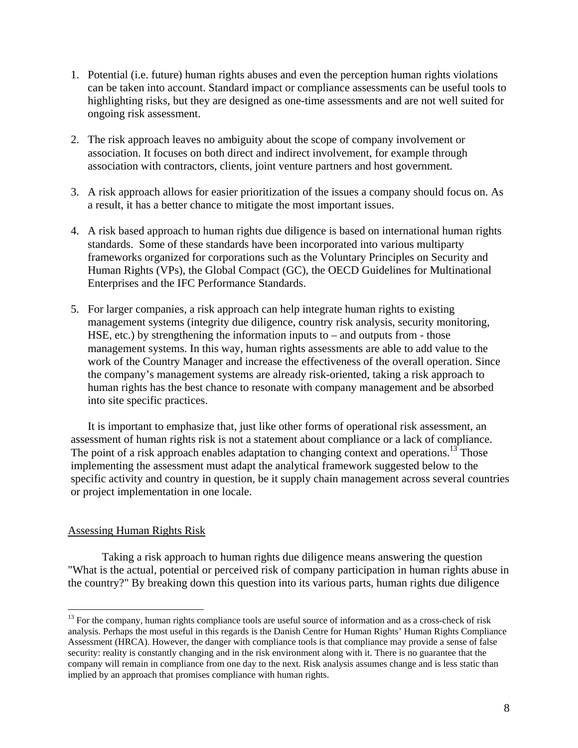1. Potential (i.e. future) human rights abuses and even the perception human rights violations can be taken into account. Standard impact or compliance assessments can be useful tools to highlighting risks, but they are designed as one-time assessments and are not well suited for ongoing risk assessment.

2. The risk approach leaves no ambiguity about the scope of company involvement or association. It focuses on both direct and indirect involvement, for example through association with contractors, clients, joint venture partners and host government.

3. A risk approach allows for easier prioritization of the issues a company should focus on. As a result, it has a better chance to mitigate the most important issues.

4. A risk based approach to human rights due diligence is based on international human rights standards. Some of these standards have been incorporated into various multiparty frameworks organized for corporations such as the Voluntary Principles on Security and Human Rights (VPs), the Global Compact (GC), the OECD Guidelines for Multinational Enterprises and the IFC Performance Standards.

5. For larger companies, a risk approach can help integrate human rights to existing management systems (integrity due diligence, country risk analysis, security monitoring, HSE, etc.) by strengthening the information inputs to – and outputs from - those management systems. In this way, human rights assessments are able to add value to the work of the Country Manager and increase the effectiveness of the overall operation. Since the company's management systems are already risk-oriented, taking a risk approach to human rights has the best chance to resonate with company management and be absorbed into site specific practices.

It is important to emphasize that, just like other forms of operational risk assessment, an assessment of human rights risk is not a statement about compliance or a lack of compliance. The point of a risk approach enables adaptation to changing context and operations.[13] Those implementing the assessment must adapt the analytical framework suggested below to the specific activity and country in question, be it supply chain management across several countries or project implementation in one locale.

## Assessing Human Rights Risk

Taking a risk approach to human rights due diligence means answering the question "What is the actual, potential or perceived risk of company participation in human rights abuse in the country?" By breaking down this question into its various parts, human rights due diligence

[13] For the company, human rights compliance tools are useful source of information and as a cross-check of risk analysis. Perhaps the most useful in this regards is the Danish Centre for Human Rights' Human Rights Compliance Assessment (HRCA). However, the danger with compliance tools is that compliance may provide a sense of false security: reality is constantly changing and in the risk environment along with it. There is no guarantee that the company will remain in compliance from one day to the next. Risk analysis assumes change and is less static than implied by an approach that promises compliance with human rights.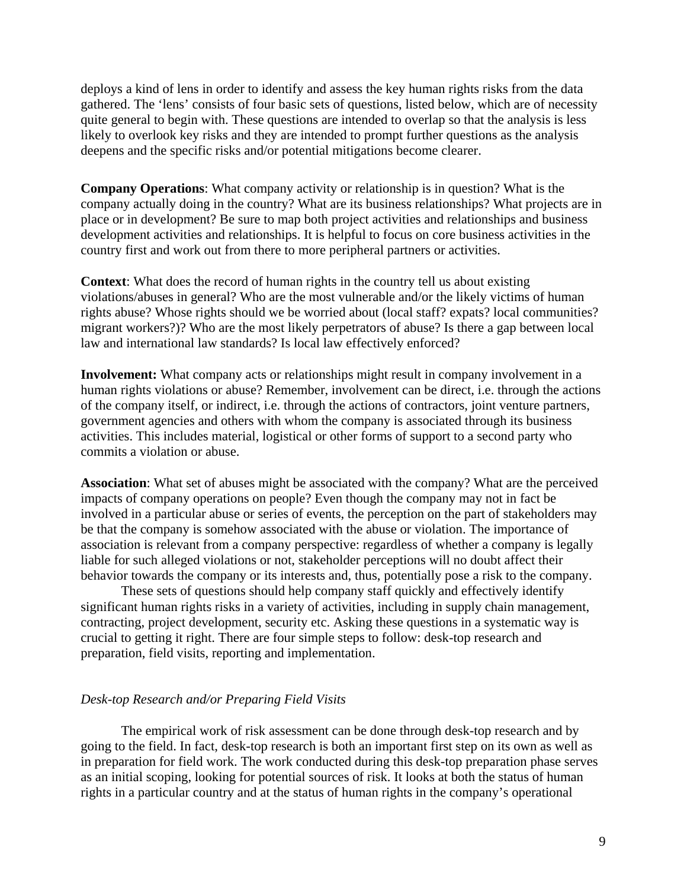deploys a kind of lens in order to identify and assess the key human rights risks from the data gathered. The 'lens' consists of four basic sets of questions, listed below, which are of necessity quite general to begin with. These questions are intended to overlap so that the analysis is less likely to overlook key risks and they are intended to prompt further questions as the analysis deepens and the specific risks and/or potential mitigations become clearer.

**Company Operations**: What company activity or relationship is in question? What is the company actually doing in the country? What are its business relationships? What projects are in place or in development? Be sure to map both project activities and relationships and business development activities and relationships. It is helpful to focus on core business activities in the country first and work out from there to more peripheral partners or activities.

**Context**: What does the record of human rights in the country tell us about existing violations/abuses in general? Who are the most vulnerable and/or the likely victims of human rights abuse? Whose rights should we be worried about (local staff? expats? local communities? migrant workers?)? Who are the most likely perpetrators of abuse? Is there a gap between local law and international law standards? Is local law effectively enforced?

**Involvement:** What company acts or relationships might result in company involvement in a human rights violations or abuse? Remember, involvement can be direct, i.e. through the actions of the company itself, or indirect, i.e. through the actions of contractors, joint venture partners, government agencies and others with whom the company is associated through its business activities. This includes material, logistical or other forms of support to a second party who commits a violation or abuse.

**Association**: What set of abuses might be associated with the company? What are the perceived impacts of company operations on people? Even though the company may not in fact be involved in a particular abuse or series of events, the perception on the part of stakeholders may be that the company is somehow associated with the abuse or violation. The importance of association is relevant from a company perspective: regardless of whether a company is legally liable for such alleged violations or not, stakeholder perceptions will no doubt affect their behavior towards the company or its interests and, thus, potentially pose a risk to the company.

These sets of questions should help company staff quickly and effectively identify significant human rights risks in a variety of activities, including in supply chain management, contracting, project development, security etc. Asking these questions in a systematic way is crucial to getting it right. There are four simple steps to follow: desk-top research and preparation, field visits, reporting and implementation.

*Desk-top Research and/or Preparing Field Visits*

The empirical work of risk assessment can be done through desk-top research and by going to the field. In fact, desk-top research is both an important first step on its own as well as in preparation for field work. The work conducted during this desk-top preparation phase serves as an initial scoping, looking for potential sources of risk. It looks at both the status of human rights in a particular country and at the status of human rights in the company's operational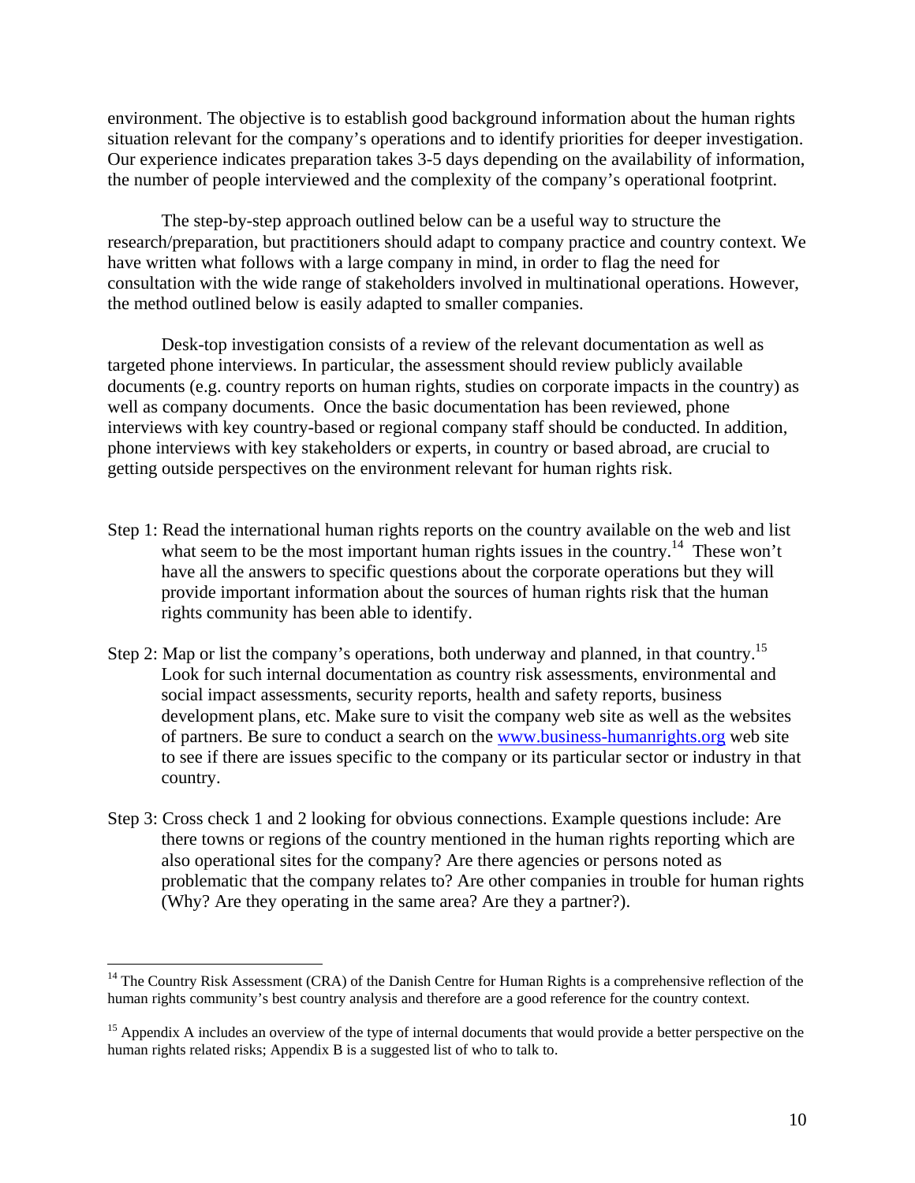environment. The objective is to establish good background information about the human rights situation relevant for the company's operations and to identify priorities for deeper investigation. Our experience indicates preparation takes 3-5 days depending on the availability of information, the number of people interviewed and the complexity of the company's operational footprint.

The step-by-step approach outlined below can be a useful way to structure the research/preparation, but practitioners should adapt to company practice and country context. We have written what follows with a large company in mind, in order to flag the need for consultation with the wide range of stakeholders involved in multinational operations. However, the method outlined below is easily adapted to smaller companies.

Desk-top investigation consists of a review of the relevant documentation as well as targeted phone interviews. In particular, the assessment should review publicly available documents (e.g. country reports on human rights, studies on corporate impacts in the country) as well as company documents. Once the basic documentation has been reviewed, phone interviews with key country-based or regional company staff should be conducted. In addition, phone interviews with key stakeholders or experts, in country or based abroad, are crucial to getting outside perspectives on the environment relevant for human rights risk.

Step 1: Read the international human rights reports on the country available on the web and list what seem to be the most important human rights issues in the country.[14] These won't have all the answers to specific questions about the corporate operations but they will provide important information about the sources of human rights risk that the human rights community has been able to identify.

Step 2: Map or list the company's operations, both underway and planned, in that country.[15] Look for such internal documentation as country risk assessments, environmental and social impact assessments, security reports, health and safety reports, business development plans, etc. Make sure to visit the company web site as well as the websites of partners. Be sure to conduct a search on the [www.business-humanrights.org](http://www.business-humanrights.org) web site to see if there are issues specific to the company or its particular sector or industry in that country.

Step 3: Cross check 1 and 2 looking for obvious connections. Example questions include: Are there towns or regions of the country mentioned in the human rights reporting which are also operational sites for the company? Are there agencies or persons noted as problematic that the company relates to? Are other companies in trouble for human rights (Why? Are they operating in the same area? Are they a partner?).

---

[14] The Country Risk Assessment (CRA) of the Danish Centre for Human Rights is a comprehensive reflection of the human rights community's best country analysis and therefore are a good reference for the country context.

[15] Appendix A includes an overview of the type of internal documents that would provide a better perspective on the human rights related risks; Appendix B is a suggested list of who to talk to.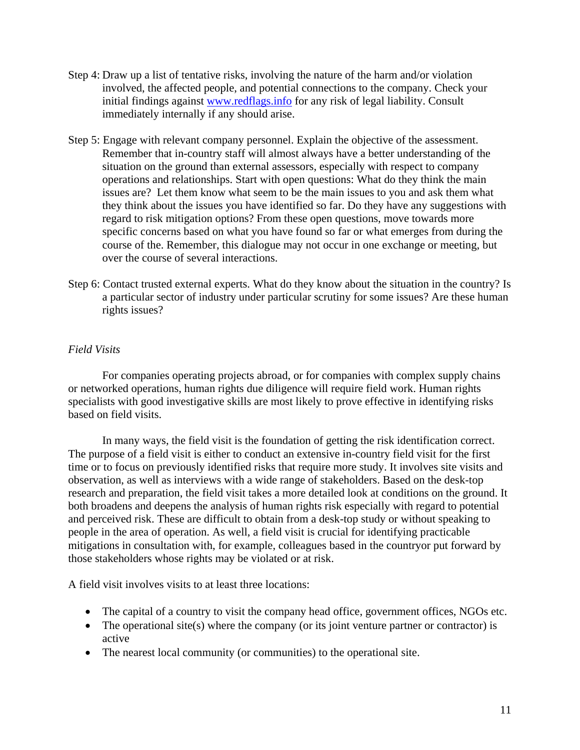Step 4: Draw up a list of tentative risks, involving the nature of the harm and/or violation involved, the affected people, and potential connections to the company. Check your initial findings against [www.redflags.info](www.redflags.info) for any risk of legal liability. Consult immediately internally if any should arise.

Step 5: Engage with relevant company personnel. Explain the objective of the assessment. Remember that in-country staff will almost always have a better understanding of the situation on the ground than external assessors, especially with respect to company operations and relationships. Start with open questions: What do they think the main issues are? Let them know what seem to be the main issues to you and ask them what they think about the issues you have identified so far. Do they have any suggestions with regard to risk mitigation options? From these open questions, move towards more specific concerns based on what you have found so far or what emerges from during the course of the. Remember, this dialogue may not occur in one exchange or meeting, but over the course of several interactions.

Step 6: Contact trusted external experts. What do they know about the situation in the country? Is a particular sector of industry under particular scrutiny for some issues? Are these human rights issues?

*Field Visits*

For companies operating projects abroad, or for companies with complex supply chains or networked operations, human rights due diligence will require field work. Human rights specialists with good investigative skills are most likely to prove effective in identifying risks based on field visits.

In many ways, the field visit is the foundation of getting the risk identification correct. The purpose of a field visit is either to conduct an extensive in-country field visit for the first time or to focus on previously identified risks that require more study. It involves site visits and observation, as well as interviews with a wide range of stakeholders. Based on the desk-top research and preparation, the field visit takes a more detailed look at conditions on the ground. It both broadens and deepens the analysis of human rights risk especially with regard to potential and perceived risk. These are difficult to obtain from a desk-top study or without speaking to people in the area of operation. As well, a field visit is crucial for identifying practicable mitigations in consultation with, for example, colleagues based in the countryor put forward by those stakeholders whose rights may be violated or at risk.

A field visit involves visits to at least three locations:

- The capital of a country to visit the company head office, government offices, NGOs etc.
- The operational site(s) where the company (or its joint venture partner or contractor) is active
- The nearest local community (or communities) to the operational site.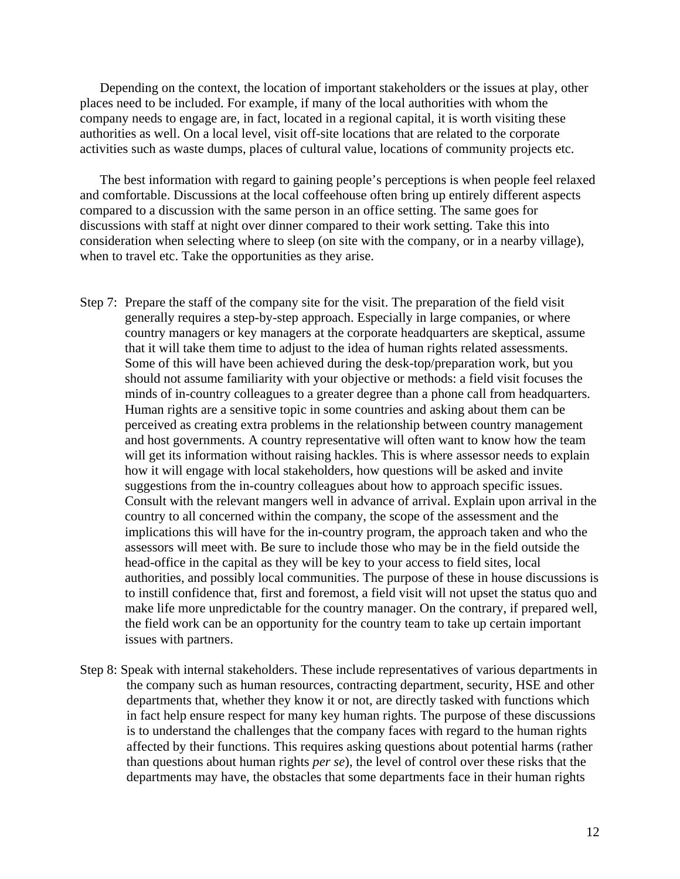Depending on the context, the location of important stakeholders or the issues at play, other places need to be included. For example, if many of the local authorities with whom the company needs to engage are, in fact, located in a regional capital, it is worth visiting these authorities as well. On a local level, visit off-site locations that are related to the corporate activities such as waste dumps, places of cultural value, locations of community projects etc.

The best information with regard to gaining people's perceptions is when people feel relaxed and comfortable. Discussions at the local coffeehouse often bring up entirely different aspects compared to a discussion with the same person in an office setting. The same goes for discussions with staff at night over dinner compared to their work setting. Take this into consideration when selecting where to sleep (on site with the company, or in a nearby village), when to travel etc. Take the opportunities as they arise.

Step 7: Prepare the staff of the company site for the visit. The preparation of the field visit generally requires a step-by-step approach. Especially in large companies, or where country managers or key managers at the corporate headquarters are skeptical, assume that it will take them time to adjust to the idea of human rights related assessments. Some of this will have been achieved during the desk-top/preparation work, but you should not assume familiarity with your objective or methods: a field visit focuses the minds of in-country colleagues to a greater degree than a phone call from headquarters. Human rights are a sensitive topic in some countries and asking about them can be perceived as creating extra problems in the relationship between country management and host governments. A country representative will often want to know how the team will get its information without raising hackles. This is where assessor needs to explain how it will engage with local stakeholders, how questions will be asked and invite suggestions from the in-country colleagues about how to approach specific issues. Consult with the relevant mangers well in advance of arrival. Explain upon arrival in the country to all concerned within the company, the scope of the assessment and the implications this will have for the in-country program, the approach taken and who the assessors will meet with. Be sure to include those who may be in the field outside the head-office in the capital as they will be key to your access to field sites, local authorities, and possibly local communities. The purpose of these in house discussions is to instill confidence that, first and foremost, a field visit will not upset the status quo and make life more unpredictable for the country manager. On the contrary, if prepared well, the field work can be an opportunity for the country team to take up certain important issues with partners.

Step 8: Speak with internal stakeholders. These include representatives of various departments in the company such as human resources, contracting department, security, HSE and other departments that, whether they know it or not, are directly tasked with functions which in fact help ensure respect for many key human rights. The purpose of these discussions is to understand the challenges that the company faces with regard to the human rights affected by their functions. This requires asking questions about potential harms (rather than questions about human rights *per se*), the level of control over these risks that the departments may have, the obstacles that some departments face in their human rights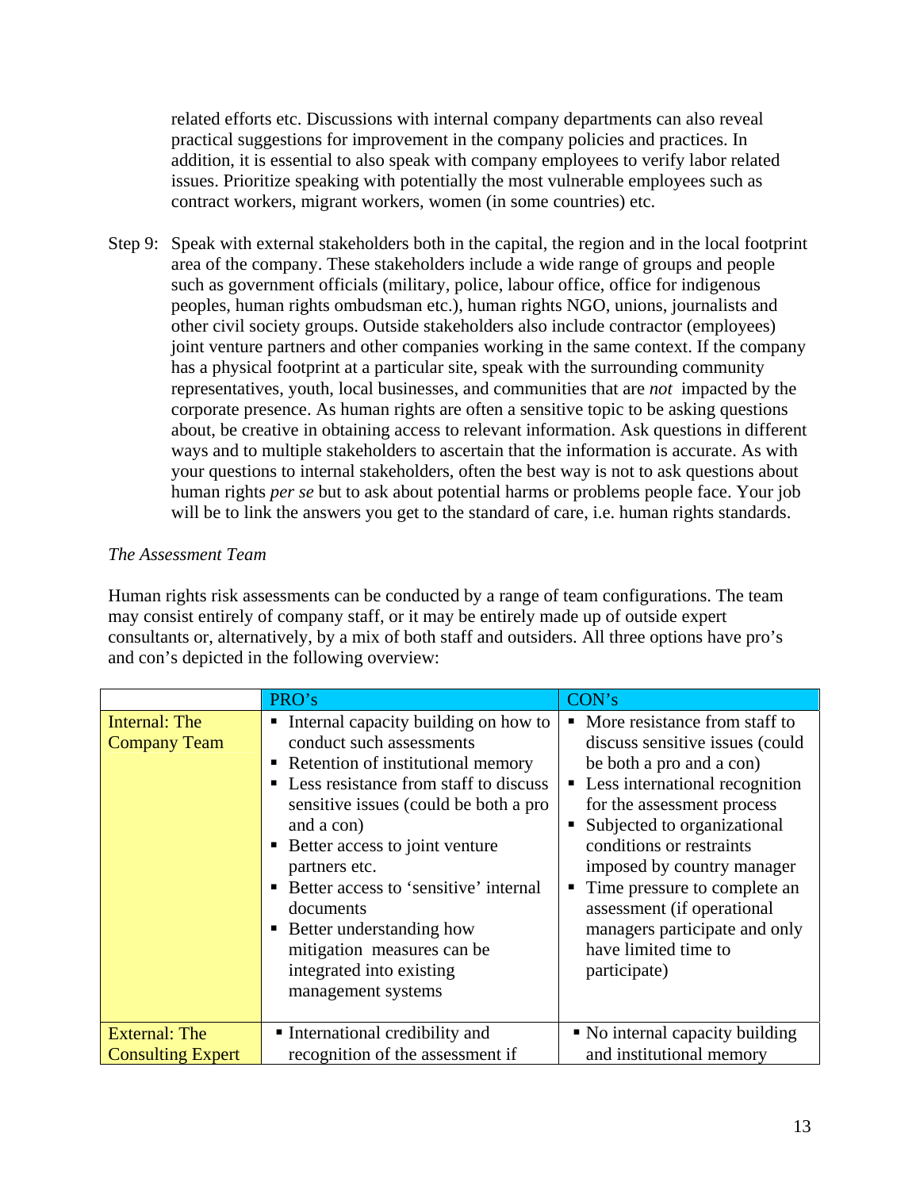related efforts etc. Discussions with internal company departments can also reveal practical suggestions for improvement in the company policies and practices. In addition, it is essential to also speak with company employees to verify labor related issues. Prioritize speaking with potentially the most vulnerable employees such as contract workers, migrant workers, women (in some countries) etc.

Step 9: Speak with external stakeholders both in the capital, the region and in the local footprint area of the company. These stakeholders include a wide range of groups and people such as government officials (military, police, labour office, office for indigenous peoples, human rights ombudsman etc.), human rights NGO, unions, journalists and other civil society groups. Outside stakeholders also include contractor (employees) joint venture partners and other companies working in the same context. If the company has a physical footprint at a particular site, speak with the surrounding community representatives, youth, local businesses, and communities that are *not* impacted by the corporate presence. As human rights are often a sensitive topic to be asking questions about, be creative in obtaining access to relevant information. Ask questions in different ways and to multiple stakeholders to ascertain that the information is accurate. As with your questions to internal stakeholders, often the best way is not to ask questions about human rights *per se* but to ask about potential harms or problems people face. Your job will be to link the answers you get to the standard of care, i.e. human rights standards.

*The Assessment Team*

Human rights risk assessments can be conducted by a range of team configurations. The team may consist entirely of company staff, or it may be entirely made up of outside expert consultants or, alternatively, by a mix of both staff and outsiders. All three options have pro's and con's depicted in the following overview:

| | PRO's | CON's |
|---|---|---|
| Internal: The Company Team | ▪ Internal capacity building on how to conduct such assessments<br>▪ Retention of institutional memory<br>▪ Less resistance from staff to discuss sensitive issues (could be both a pro and a con)<br>▪ Better access to joint venture partners etc.<br>▪ Better access to 'sensitive' internal documents<br>▪ Better understanding how mitigation measures can be integrated into existing management systems | ▪ More resistance from staff to discuss sensitive issues (could be both a pro and a con)<br>▪ Less international recognition for the assessment process<br>▪ Subjected to organizational conditions or restraints imposed by country manager<br>▪ Time pressure to complete an assessment (if operational managers participate and only have limited time to participate) |
| External: The Consulting Expert | ▪ International credibility and recognition of the assessment if | ▪ No internal capacity building and institutional memory |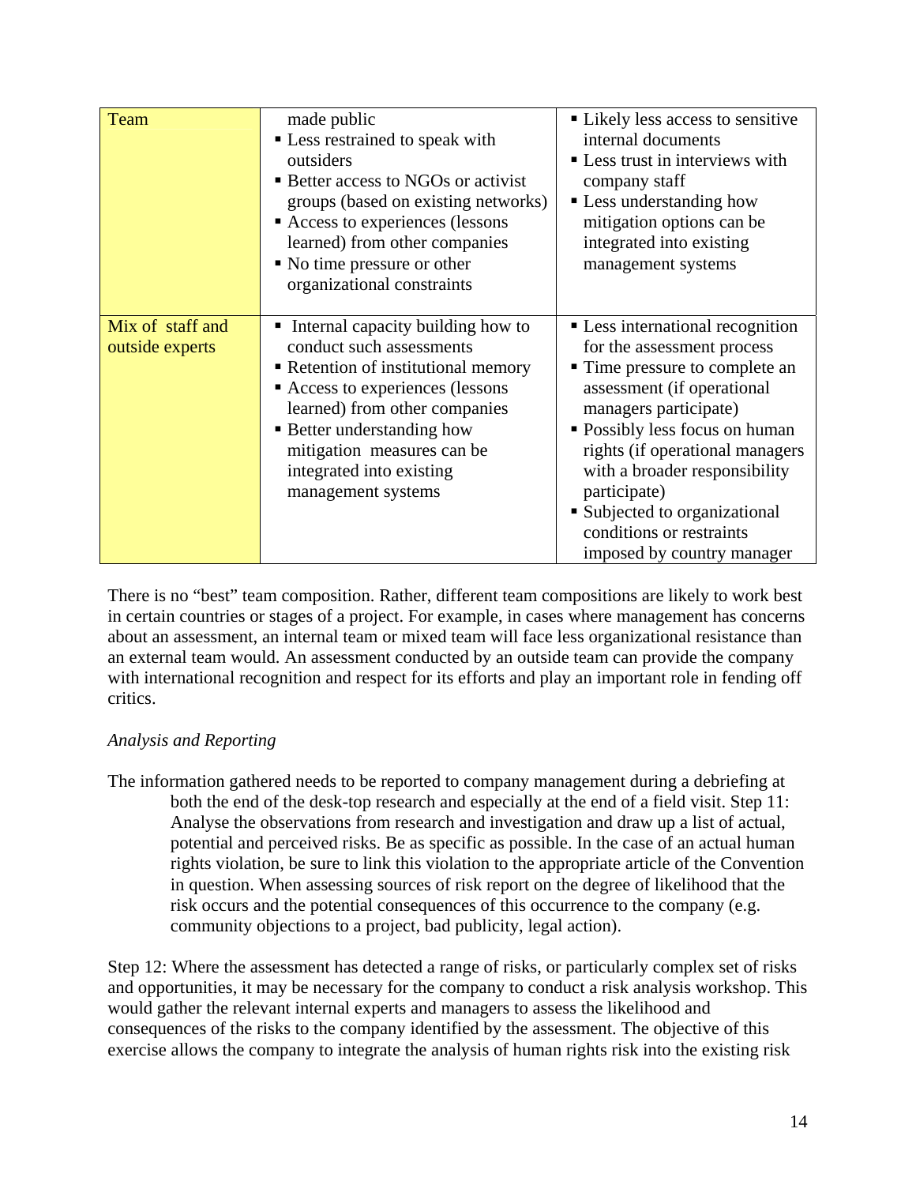| Team | made public<br>▪ Less restrained to speak with outsiders<br>▪ Better access to NGOs or activist groups (based on existing networks)<br>▪ Access to experiences (lessons learned) from other companies<br>▪ No time pressure or other organizational constraints | ▪ Likely less access to sensitive internal documents<br>▪ Less trust in interviews with company staff<br>▪ Less understanding how mitigation options can be integrated into existing management systems |
|---|---|---|
| Mix of staff and outside experts | ▪ Internal capacity building how to conduct such assessments<br>▪ Retention of institutional memory<br>▪ Access to experiences (lessons learned) from other companies<br>▪ Better understanding how mitigation measures can be integrated into existing management systems | ▪ Less international recognition for the assessment process<br>▪ Time pressure to complete an assessment (if operational managers participate)<br>▪ Possibly less focus on human rights (if operational managers with a broader responsibility participate)<br>▪ Subjected to organizational conditions or restraints imposed by country manager |

There is no "best" team composition. Rather, different team compositions are likely to work best in certain countries or stages of a project. For example, in cases where management has concerns about an assessment, an internal team or mixed team will face less organizational resistance than an external team would. An assessment conducted by an outside team can provide the company with international recognition and respect for its efforts and play an important role in fending off critics.

*Analysis and Reporting*

The information gathered needs to be reported to company management during a debriefing at both the end of the desk-top research and especially at the end of a field visit. Step 11: Analyse the observations from research and investigation and draw up a list of actual, potential and perceived risks. Be as specific as possible. In the case of an actual human rights violation, be sure to link this violation to the appropriate article of the Convention in question. When assessing sources of risk report on the degree of likelihood that the risk occurs and the potential consequences of this occurrence to the company (e.g. community objections to a project, bad publicity, legal action).

Step 12: Where the assessment has detected a range of risks, or particularly complex set of risks and opportunities, it may be necessary for the company to conduct a risk analysis workshop. This would gather the relevant internal experts and managers to assess the likelihood and consequences of the risks to the company identified by the assessment. The objective of this exercise allows the company to integrate the analysis of human rights risk into the existing risk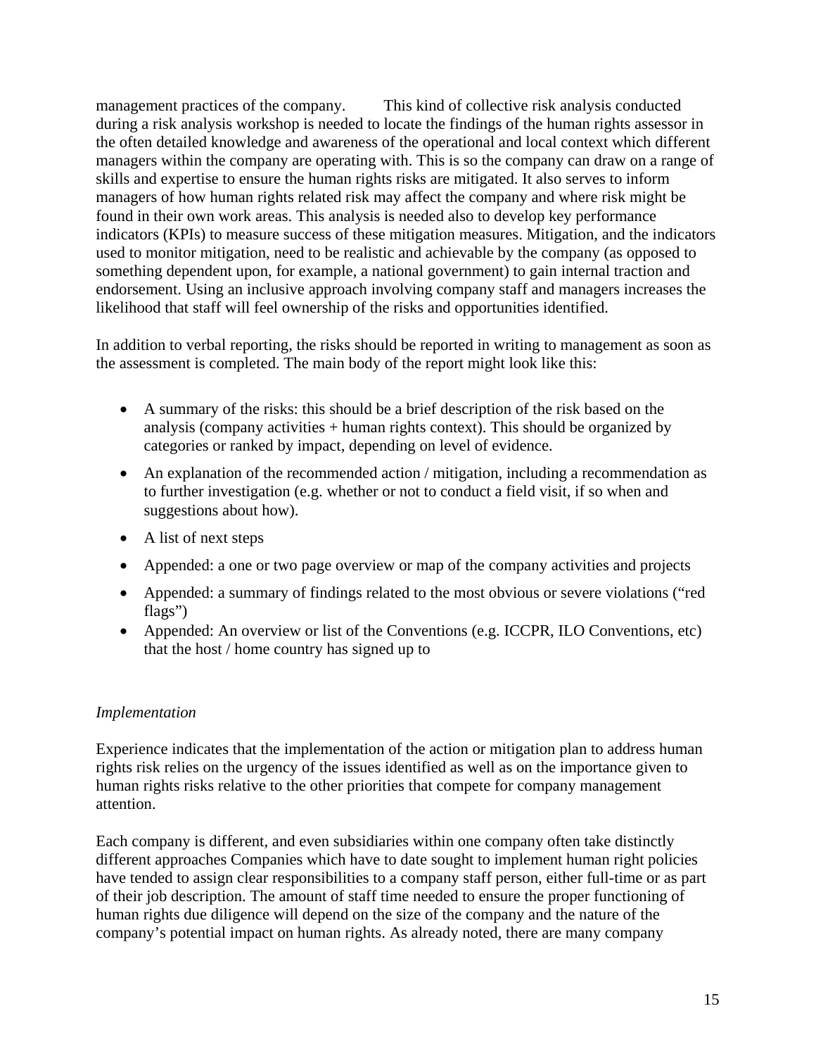management practices of the company. This kind of collective risk analysis conducted during a risk analysis workshop is needed to locate the findings of the human rights assessor in the often detailed knowledge and awareness of the operational and local context which different managers within the company are operating with. This is so the company can draw on a range of skills and expertise to ensure the human rights risks are mitigated. It also serves to inform managers of how human rights related risk may affect the company and where risk might be found in their own work areas. This analysis is needed also to develop key performance indicators (KPIs) to measure success of these mitigation measures. Mitigation, and the indicators used to monitor mitigation, need to be realistic and achievable by the company (as opposed to something dependent upon, for example, a national government) to gain internal traction and endorsement. Using an inclusive approach involving company staff and managers increases the likelihood that staff will feel ownership of the risks and opportunities identified.

In addition to verbal reporting, the risks should be reported in writing to management as soon as the assessment is completed. The main body of the report might look like this:

- A summary of the risks: this should be a brief description of the risk based on the analysis (company activities + human rights context). This should be organized by categories or ranked by impact, depending on level of evidence.
- An explanation of the recommended action / mitigation, including a recommendation as to further investigation (e.g. whether or not to conduct a field visit, if so when and suggestions about how).
- A list of next steps
- Appended: a one or two page overview or map of the company activities and projects
- Appended: a summary of findings related to the most obvious or severe violations ("red flags")
- Appended: An overview or list of the Conventions (e.g. ICCPR, ILO Conventions, etc) that the host / home country has signed up to

*Implementation*

Experience indicates that the implementation of the action or mitigation plan to address human rights risk relies on the urgency of the issues identified as well as on the importance given to human rights risks relative to the other priorities that compete for company management attention.

Each company is different, and even subsidiaries within one company often take distinctly different approaches Companies which have to date sought to implement human right policies have tended to assign clear responsibilities to a company staff person, either full-time or as part of their job description. The amount of staff time needed to ensure the proper functioning of human rights due diligence will depend on the size of the company and the nature of the company's potential impact on human rights. As already noted, there are many company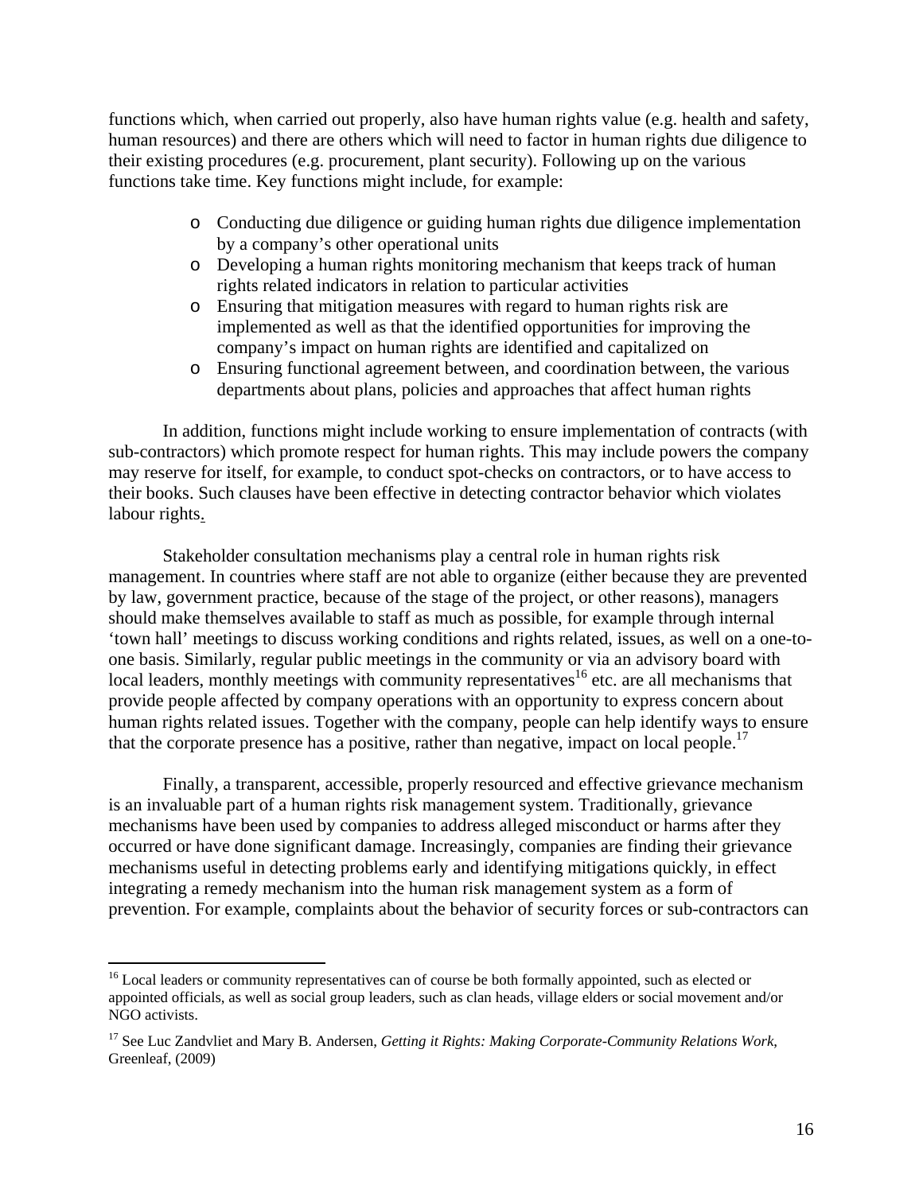functions which, when carried out properly, also have human rights value (e.g. health and safety, human resources) and there are others which will need to factor in human rights due diligence to their existing procedures (e.g. procurement, plant security). Following up on the various functions take time. Key functions might include, for example:

- Conducting due diligence or guiding human rights due diligence implementation by a company's other operational units
- Developing a human rights monitoring mechanism that keeps track of human rights related indicators in relation to particular activities
- Ensuring that mitigation measures with regard to human rights risk are implemented as well as that the identified opportunities for improving the company's impact on human rights are identified and capitalized on
- Ensuring functional agreement between, and coordination between, the various departments about plans, policies and approaches that affect human rights

In addition, functions might include working to ensure implementation of contracts (with sub-contractors) which promote respect for human rights. This may include powers the company may reserve for itself, for example, to conduct spot-checks on contractors, or to have access to their books. Such clauses have been effective in detecting contractor behavior which violates labour rights.

Stakeholder consultation mechanisms play a central role in human rights risk management. In countries where staff are not able to organize (either because they are prevented by law, government practice, because of the stage of the project, or other reasons), managers should make themselves available to staff as much as possible, for example through internal 'town hall' meetings to discuss working conditions and rights related, issues, as well on a one-to-one basis. Similarly, regular public meetings in the community or via an advisory board with local leaders, monthly meetings with community representatives[16] etc. are all mechanisms that provide people affected by company operations with an opportunity to express concern about human rights related issues. Together with the company, people can help identify ways to ensure that the corporate presence has a positive, rather than negative, impact on local people.[17]

Finally, a transparent, accessible, properly resourced and effective grievance mechanism is an invaluable part of a human rights risk management system. Traditionally, grievance mechanisms have been used by companies to address alleged misconduct or harms after they occurred or have done significant damage. Increasingly, companies are finding their grievance mechanisms useful in detecting problems early and identifying mitigations quickly, in effect integrating a remedy mechanism into the human risk management system as a form of prevention. For example, complaints about the behavior of security forces or sub-contractors can

---

[16] Local leaders or community representatives can of course be both formally appointed, such as elected or appointed officials, as well as social group leaders, such as clan heads, village elders or social movement and/or NGO activists.

[17] See Luc Zandvliet and Mary B. Andersen, *Getting it Rights: Making Corporate-Community Relations Work*, Greenleaf, (2009)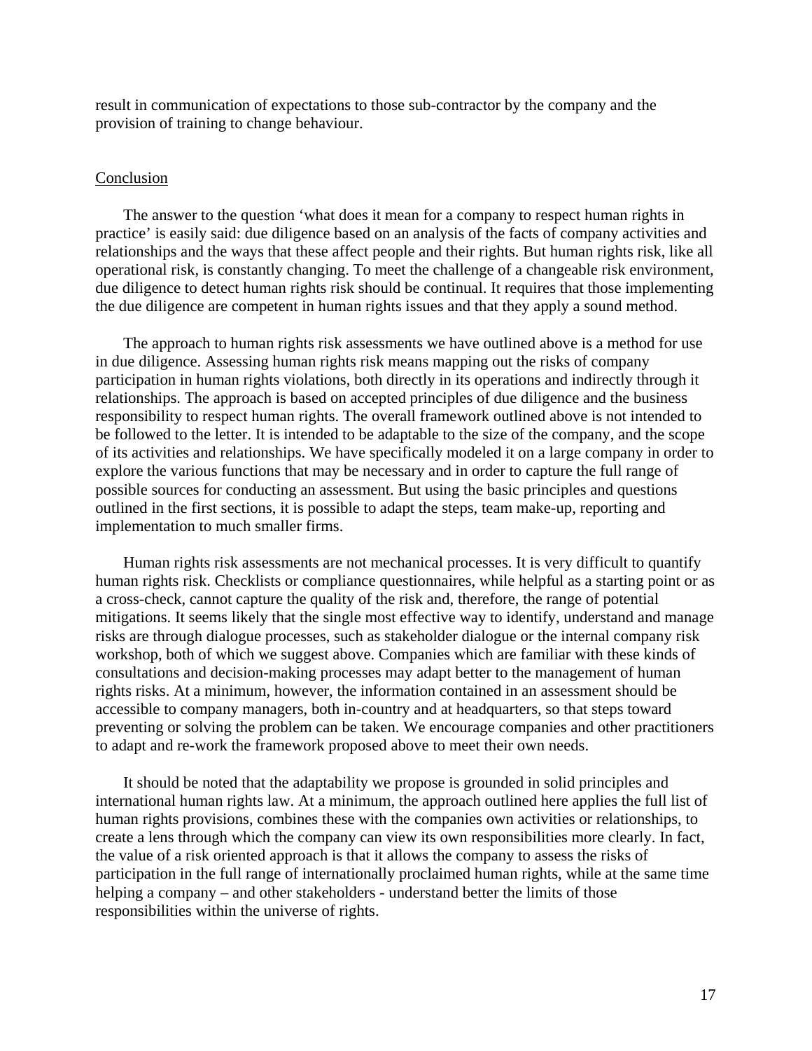result in communication of expectations to those sub-contractor by the company and the provision of training to change behaviour.

## Conclusion

The answer to the question 'what does it mean for a company to respect human rights in practice' is easily said: due diligence based on an analysis of the facts of company activities and relationships and the ways that these affect people and their rights. But human rights risk, like all operational risk, is constantly changing. To meet the challenge of a changeable risk environment, due diligence to detect human rights risk should be continual. It requires that those implementing the due diligence are competent in human rights issues and that they apply a sound method.

The approach to human rights risk assessments we have outlined above is a method for use in due diligence. Assessing human rights risk means mapping out the risks of company participation in human rights violations, both directly in its operations and indirectly through it relationships. The approach is based on accepted principles of due diligence and the business responsibility to respect human rights. The overall framework outlined above is not intended to be followed to the letter. It is intended to be adaptable to the size of the company, and the scope of its activities and relationships. We have specifically modeled it on a large company in order to explore the various functions that may be necessary and in order to capture the full range of possible sources for conducting an assessment. But using the basic principles and questions outlined in the first sections, it is possible to adapt the steps, team make-up, reporting and implementation to much smaller firms.

Human rights risk assessments are not mechanical processes. It is very difficult to quantify human rights risk. Checklists or compliance questionnaires, while helpful as a starting point or as a cross-check, cannot capture the quality of the risk and, therefore, the range of potential mitigations. It seems likely that the single most effective way to identify, understand and manage risks are through dialogue processes, such as stakeholder dialogue or the internal company risk workshop, both of which we suggest above. Companies which are familiar with these kinds of consultations and decision-making processes may adapt better to the management of human rights risks. At a minimum, however, the information contained in an assessment should be accessible to company managers, both in-country and at headquarters, so that steps toward preventing or solving the problem can be taken. We encourage companies and other practitioners to adapt and re-work the framework proposed above to meet their own needs.

It should be noted that the adaptability we propose is grounded in solid principles and international human rights law. At a minimum, the approach outlined here applies the full list of human rights provisions, combines these with the companies own activities or relationships, to create a lens through which the company can view its own responsibilities more clearly. In fact, the value of a risk oriented approach is that it allows the company to assess the risks of participation in the full range of internationally proclaimed human rights, while at the same time helping a company – and other stakeholders - understand better the limits of those responsibilities within the universe of rights.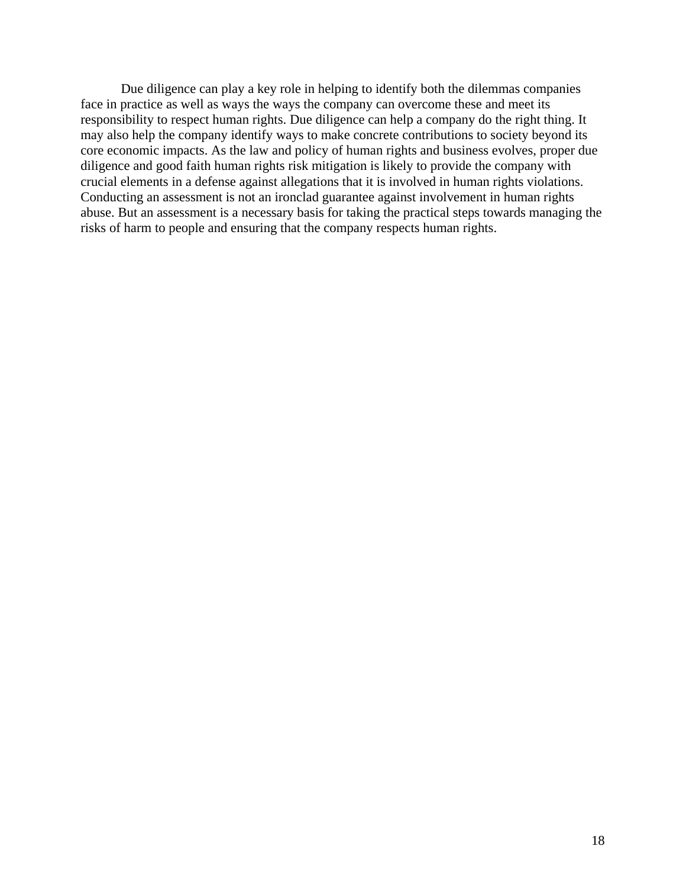Due diligence can play a key role in helping to identify both the dilemmas companies face in practice as well as ways the ways the company can overcome these and meet its responsibility to respect human rights. Due diligence can help a company do the right thing. It may also help the company identify ways to make concrete contributions to society beyond its core economic impacts. As the law and policy of human rights and business evolves, proper due diligence and good faith human rights risk mitigation is likely to provide the company with crucial elements in a defense against allegations that it is involved in human rights violations. Conducting an assessment is not an ironclad guarantee against involvement in human rights abuse. But an assessment is a necessary basis for taking the practical steps towards managing the risks of harm to people and ensuring that the company respects human rights.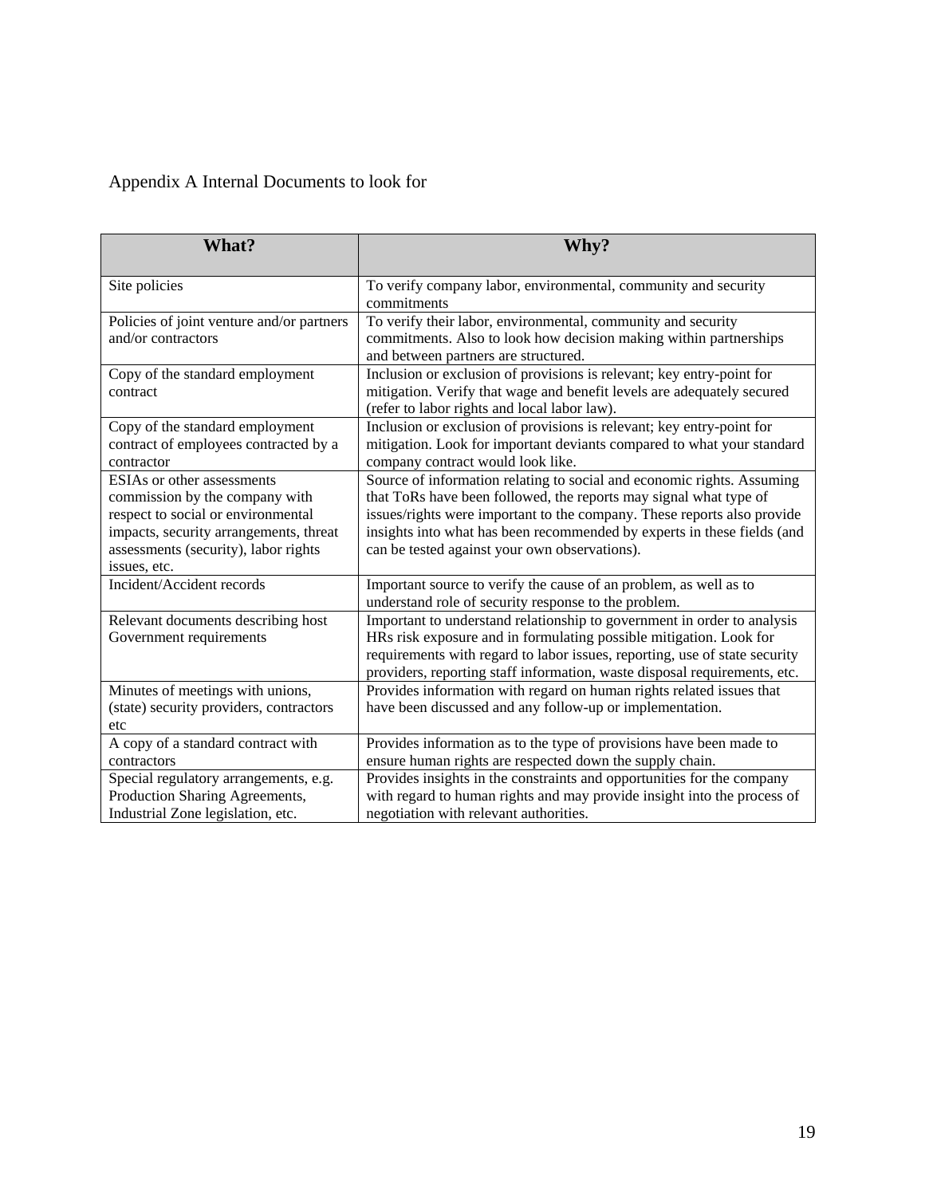Appendix A Internal Documents to look for

| What? | Why? |
|---|---|
| Site policies | To verify company labor, environmental, community and security commitments |
| Policies of joint venture and/or partners and/or contractors | To verify their labor, environmental, community and security commitments. Also to look how decision making within partnerships and between partners are structured. |
| Copy of the standard employment contract | Inclusion or exclusion of provisions is relevant; key entry-point for mitigation. Verify that wage and benefit levels are adequately secured (refer to labor rights and local labor law). |
| Copy of the standard employment contract of employees contracted by a contractor | Inclusion or exclusion of provisions is relevant; key entry-point for mitigation. Look for important deviants compared to what your standard company contract would look like. |
| ESIAs or other assessments commission by the company with respect to social or environmental impacts, security arrangements, threat assessments (security), labor rights issues, etc. | Source of information relating to social and economic rights. Assuming that ToRs have been followed, the reports may signal what type of issues/rights were important to the company. These reports also provide insights into what has been recommended by experts in these fields (and can be tested against your own observations). |
| Incident/Accident records | Important source to verify the cause of an problem, as well as to understand role of security response to the problem. |
| Relevant documents describing host Government requirements | Important to understand relationship to government in order to analysis HRs risk exposure and in formulating possible mitigation. Look for requirements with regard to labor issues, reporting, use of state security providers, reporting staff information, waste disposal requirements, etc. |
| Minutes of meetings with unions, (state) security providers, contractors etc | Provides information with regard on human rights related issues that have been discussed and any follow-up or implementation. |
| A copy of a standard contract with contractors | Provides information as to the type of provisions have been made to ensure human rights are respected down the supply chain. |
| Special regulatory arrangements, e.g. Production Sharing Agreements, Industrial Zone legislation, etc. | Provides insights in the constraints and opportunities for the company with regard to human rights and may provide insight into the process of negotiation with relevant authorities. |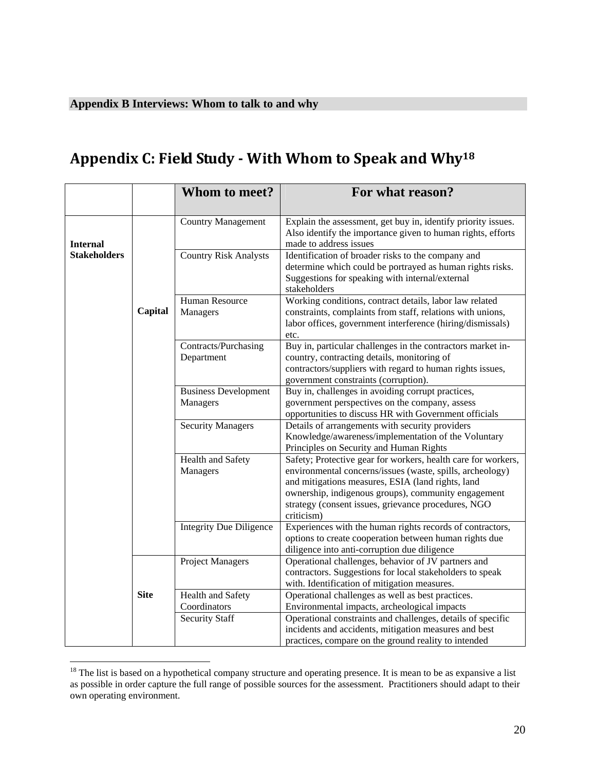**Appendix B Interviews: Whom to talk to and why**

# Appendix C: Field Study - With Whom to Speak and Why[18]

| | | Whom to meet? | For what reason? |
|---|---|---|---|
| Internal Stakeholders | Capital | Country Management | Explain the assessment, get buy in, identify priority issues. Also identify the importance given to human rights, efforts made to address issues |
| | | Country Risk Analysts | Identification of broader risks to the company and determine which could be portrayed as human rights risks. Suggestions for speaking with internal/external stakeholders |
| | | Human Resource Managers | Working conditions, contract details, labor law related constraints, complaints from staff, relations with unions, labor offices, government interference (hiring/dismissals) etc. |
| | | Contracts/Purchasing Department | Buy in, particular challenges in the contractors market in-country, contracting details, monitoring of contractors/suppliers with regard to human rights issues, government constraints (corruption). |
| | | Business Development Managers | Buy in, challenges in avoiding corrupt practices, government perspectives on the company, assess opportunities to discuss HR with Government officials |
| | | Security Managers | Details of arrangements with security providers Knowledge/awareness/implementation of the Voluntary Principles on Security and Human Rights |
| | | Health and Safety Managers | Safety; Protective gear for workers, health care for workers, environmental concerns/issues (waste, spills, archeology) and mitigations measures, ESIA (land rights, land ownership, indigenous groups), community engagement strategy (consent issues, grievance procedures, NGO criticism) |
| | | Integrity Due Diligence | Experiences with the human rights records of contractors, options to create cooperation between human rights due diligence into anti-corruption due diligence |
| | Site | Project Managers | Operational challenges, behavior of JV partners and contractors. Suggestions for local stakeholders to speak with. Identification of mitigation measures. |
| | | Health and Safety Coordinators | Operational challenges as well as best practices. Environmental impacts, archeological impacts |
| | | Security Staff | Operational constraints and challenges, details of specific incidents and accidents, mitigation measures and best practices, compare on the ground reality to intended |

[18] The list is based on a hypothetical company structure and operating presence. It is mean to be as expansive a list as possible in order capture the full range of possible sources for the assessment. Practitioners should adapt to their own operating environment.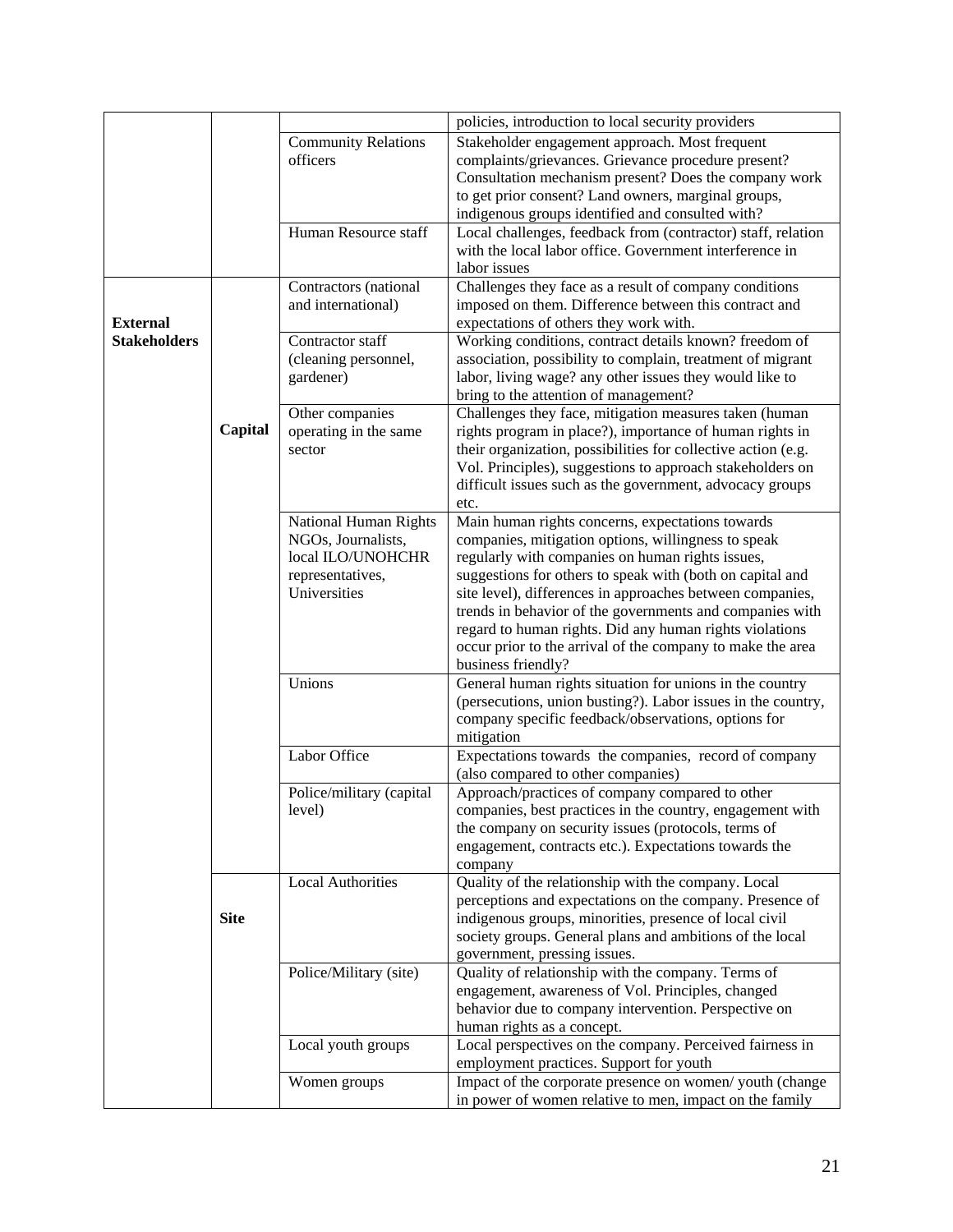| | | | |
|---|---|---|---|
| | | | policies, introduction to local security providers |
| | | Community Relations officers | Stakeholder engagement approach. Most frequent complaints/grievances. Grievance procedure present? Consultation mechanism present? Does the company work to get prior consent? Land owners, marginal groups, indigenous groups identified and consulted with? |
| | | Human Resource staff | Local challenges, feedback from (contractor) staff, relation with the local labor office. Government interference in labor issues |
| **External Stakeholders** | **Capital** | Contractors (national and international) | Challenges they face as a result of company conditions imposed on them. Difference between this contract and expectations of others they work with. |
| | | Contractor staff (cleaning personnel, gardener) | Working conditions, contract details known? freedom of association, possibility to complain, treatment of migrant labor, living wage? any other issues they would like to bring to the attention of management? |
| | | Other companies operating in the same sector | Challenges they face, mitigation measures taken (human rights program in place?), importance of human rights in their organization, possibilities for collective action (e.g. Vol. Principles), suggestions to approach stakeholders on difficult issues such as the government, advocacy groups etc. |
| | | National Human Rights NGOs, Journalists, local ILO/UNOHCHR representatives, Universities | Main human rights concerns, expectations towards companies, mitigation options, willingness to speak regularly with companies on human rights issues, suggestions for others to speak with (both on capital and site level), differences in approaches between companies, trends in behavior of the governments and companies with regard to human rights. Did any human rights violations occur prior to the arrival of the company to make the area business friendly? |
| | | Unions | General human rights situation for unions in the country (persecutions, union busting?). Labor issues in the country, company specific feedback/observations, options for mitigation |
| | | Labor Office | Expectations towards the companies, record of company (also compared to other companies) |
| | | Police/military (capital level) | Approach/practices of company compared to other companies, best practices in the country, engagement with the company on security issues (protocols, terms of engagement, contracts etc.). Expectations towards the company |
| | **Site** | Local Authorities | Quality of the relationship with the company. Local perceptions and expectations on the company. Presence of indigenous groups, minorities, presence of local civil society groups. General plans and ambitions of the local government, pressing issues. |
| | | Police/Military (site) | Quality of relationship with the company. Terms of engagement, awareness of Vol. Principles, changed behavior due to company intervention. Perspective on human rights as a concept. |
| | | Local youth groups | Local perspectives on the company. Perceived fairness in employment practices. Support for youth |
| | | Women groups | Impact of the corporate presence on women/ youth (change in power of women relative to men, impact on the family |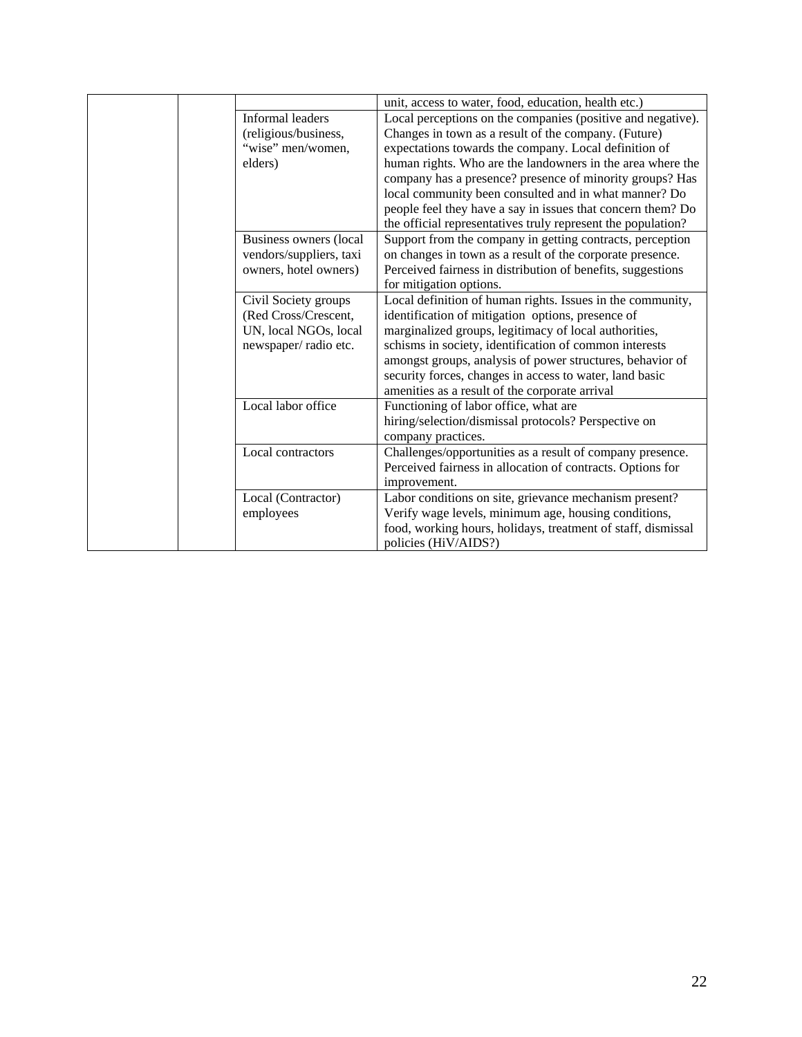| | | | |
|---|---|---|---|
| | | | unit, access to water, food, education, health etc.) |
| | | Informal leaders (religious/business, "wise" men/women, elders) | Local perceptions on the companies (positive and negative). Changes in town as a result of the company. (Future) expectations towards the company. Local definition of human rights. Who are the landowners in the area where the company has a presence? presence of minority groups? Has local community been consulted and in what manner? Do people feel they have a say in issues that concern them? Do the official representatives truly represent the population? |
| | | Business owners (local vendors/suppliers, taxi owners, hotel owners) | Support from the company in getting contracts, perception on changes in town as a result of the corporate presence. Perceived fairness in distribution of benefits, suggestions for mitigation options. |
| | | Civil Society groups (Red Cross/Crescent, UN, local NGOs, local newspaper/ radio etc. | Local definition of human rights. Issues in the community, identification of mitigation options, presence of marginalized groups, legitimacy of local authorities, schisms in society, identification of common interests amongst groups, analysis of power structures, behavior of security forces, changes in access to water, land basic amenities as a result of the corporate arrival |
| | | Local labor office | Functioning of labor office, what are hiring/selection/dismissal protocols? Perspective on company practices. |
| | | Local contractors | Challenges/opportunities as a result of company presence. Perceived fairness in allocation of contracts. Options for improvement. |
| | | Local (Contractor) employees | Labor conditions on site, grievance mechanism present? Verify wage levels, minimum age, housing conditions, food, working hours, holidays, treatment of staff, dismissal policies (HiV/AIDS?) |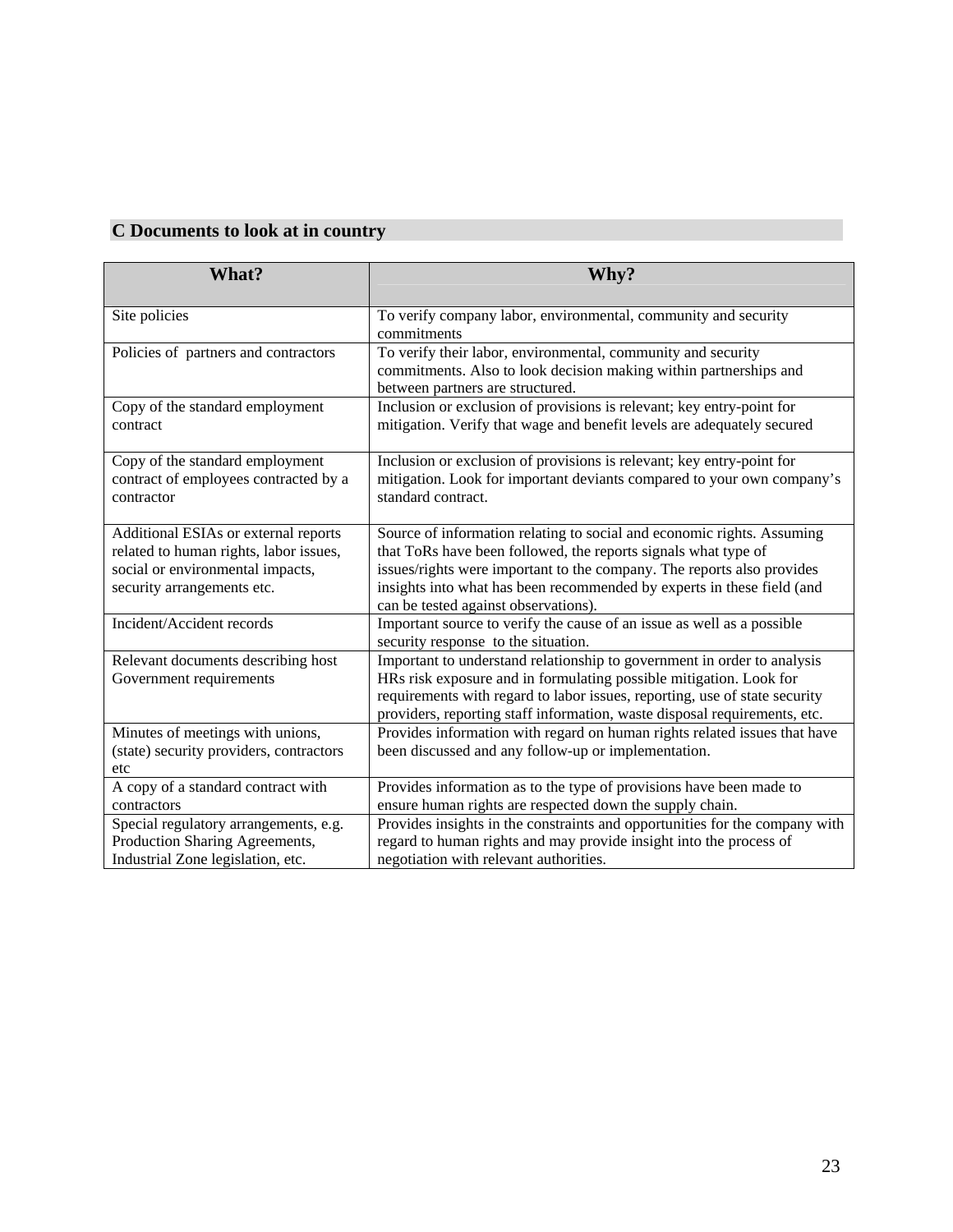## C Documents to look at in country

| What? | Why? |
|---|---|
| Site policies | To verify company labor, environmental, community and security commitments |
| Policies of partners and contractors | To verify their labor, environmental, community and security commitments. Also to look decision making within partnerships and between partners are structured. |
| Copy of the standard employment contract | Inclusion or exclusion of provisions is relevant; key entry-point for mitigation. Verify that wage and benefit levels are adequately secured |
| Copy of the standard employment contract of employees contracted by a contractor | Inclusion or exclusion of provisions is relevant; key entry-point for mitigation. Look for important deviants compared to your own company's standard contract. |
| Additional ESIAs or external reports related to human rights, labor issues, social or environmental impacts, security arrangements etc. | Source of information relating to social and economic rights. Assuming that ToRs have been followed, the reports signals what type of issues/rights were important to the company. The reports also provides insights into what has been recommended by experts in these field (and can be tested against observations). |
| Incident/Accident records | Important source to verify the cause of an issue as well as a possible security response to the situation. |
| Relevant documents describing host Government requirements | Important to understand relationship to government in order to analysis HRs risk exposure and in formulating possible mitigation. Look for requirements with regard to labor issues, reporting, use of state security providers, reporting staff information, waste disposal requirements, etc. |
| Minutes of meetings with unions, (state) security providers, contractors etc | Provides information with regard on human rights related issues that have been discussed and any follow-up or implementation. |
| A copy of a standard contract with contractors | Provides information as to the type of provisions have been made to ensure human rights are respected down the supply chain. |
| Special regulatory arrangements, e.g. Production Sharing Agreements, Industrial Zone legislation, etc. | Provides insights in the constraints and opportunities for the company with regard to human rights and may provide insight into the process of negotiation with relevant authorities. |